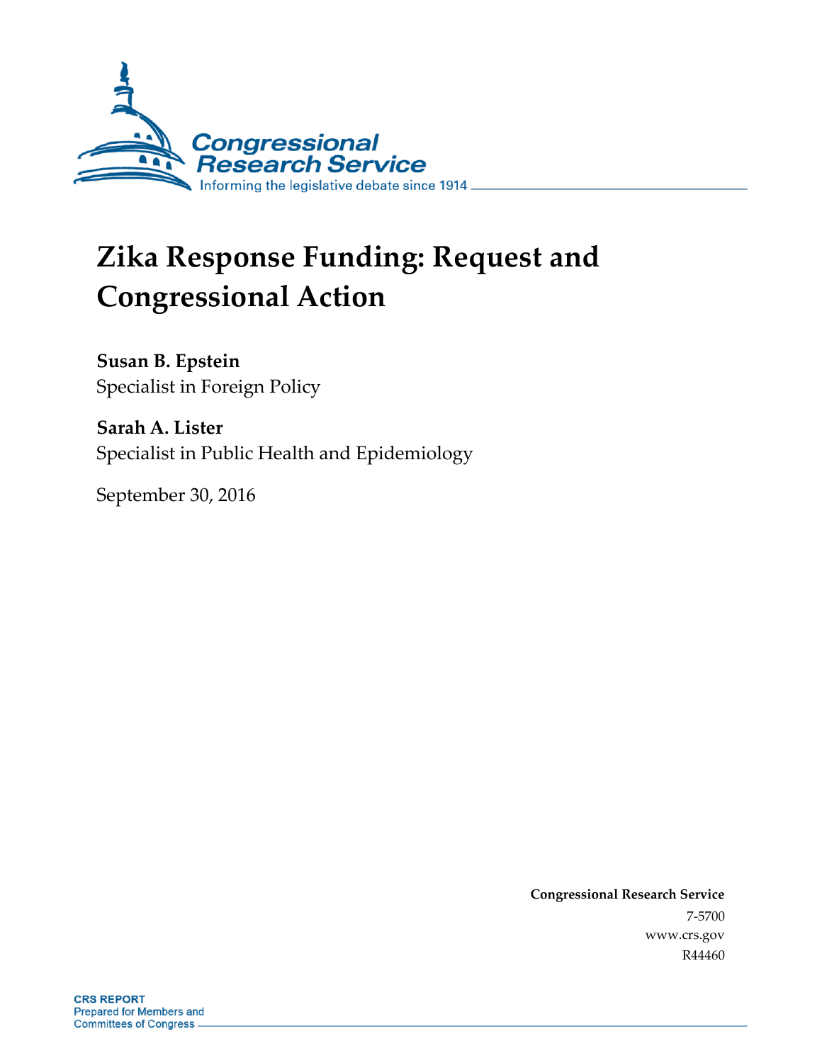# Zika Response Funding: Request and Congressional Action

**Susan B. Epstein**
Specialist in Foreign Policy

**Sarah A. Lister**
Specialist in Public Health and Epidemiology

September 30, 2016

**Congressional Research Service**
7-5700
www.crs.gov
R44460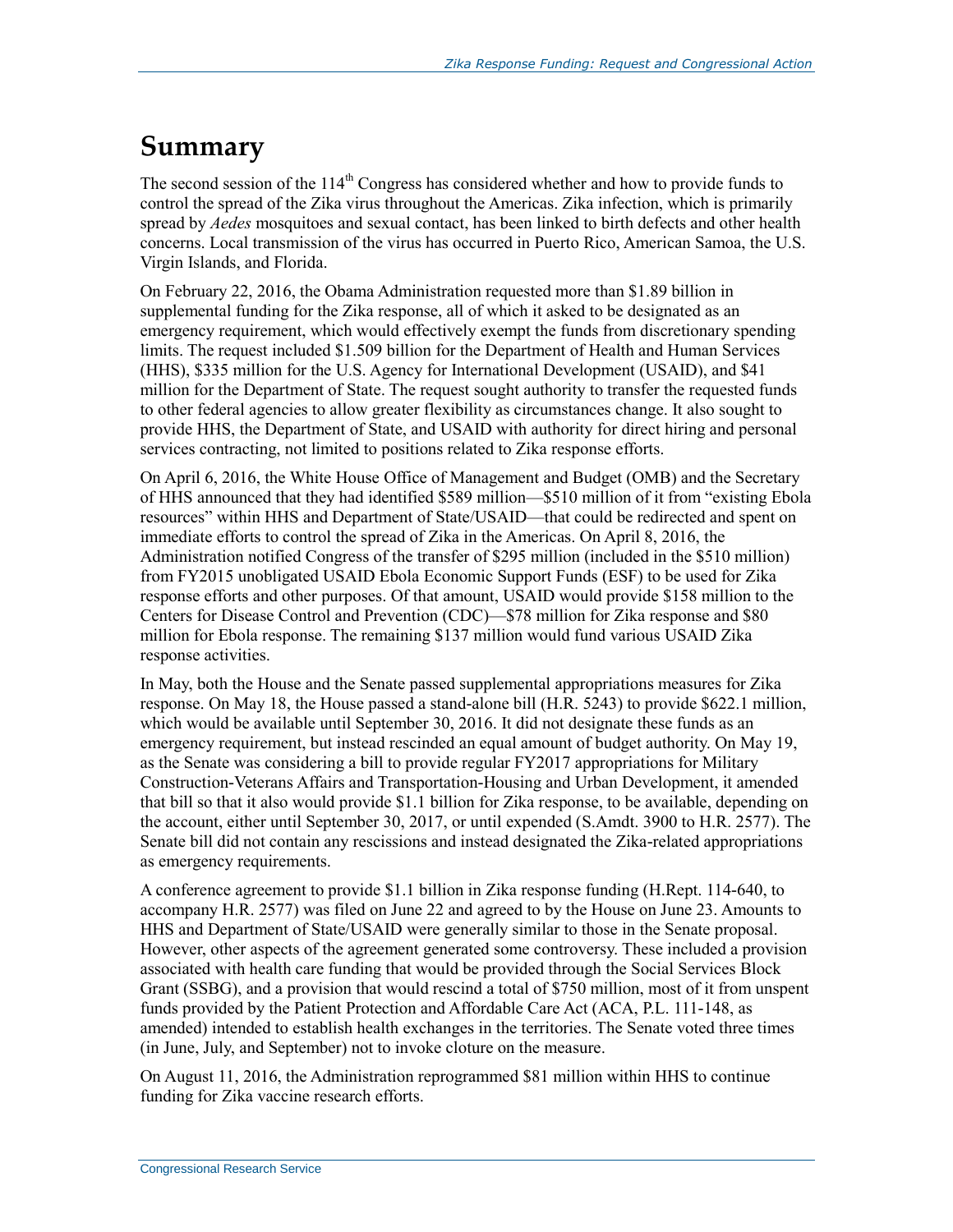# Summary

The second session of the 114th Congress has considered whether and how to provide funds to control the spread of the Zika virus throughout the Americas. Zika infection, which is primarily spread by *Aedes* mosquitoes and sexual contact, has been linked to birth defects and other health concerns. Local transmission of the virus has occurred in Puerto Rico, American Samoa, the U.S. Virgin Islands, and Florida.

On February 22, 2016, the Obama Administration requested more than $1.89 billion in supplemental funding for the Zika response, all of which it asked to be designated as an emergency requirement, which would effectively exempt the funds from discretionary spending limits. The request included $1.509 billion for the Department of Health and Human Services (HHS), $335 million for the U.S. Agency for International Development (USAID), and $41 million for the Department of State. The request sought authority to transfer the requested funds to other federal agencies to allow greater flexibility as circumstances change. It also sought to provide HHS, the Department of State, and USAID with authority for direct hiring and personal services contracting, not limited to positions related to Zika response efforts.

On April 6, 2016, the White House Office of Management and Budget (OMB) and the Secretary of HHS announced that they had identified $589 million—$510 million of it from "existing Ebola resources" within HHS and Department of State/USAID—that could be redirected and spent on immediate efforts to control the spread of Zika in the Americas. On April 8, 2016, the Administration notified Congress of the transfer of $295 million (included in the $510 million) from FY2015 unobligated USAID Ebola Economic Support Funds (ESF) to be used for Zika response efforts and other purposes. Of that amount, USAID would provide $158 million to the Centers for Disease Control and Prevention (CDC)—$78 million for Zika response and $80 million for Ebola response. The remaining $137 million would fund various USAID Zika response activities.

In May, both the House and the Senate passed supplemental appropriations measures for Zika response. On May 18, the House passed a stand-alone bill (H.R. 5243) to provide $622.1 million, which would be available until September 30, 2016. It did not designate these funds as an emergency requirement, but instead rescinded an equal amount of budget authority. On May 19, as the Senate was considering a bill to provide regular FY2017 appropriations for Military Construction-Veterans Affairs and Transportation-Housing and Urban Development, it amended that bill so that it also would provide $1.1 billion for Zika response, to be available, depending on the account, either until September 30, 2017, or until expended (S.Amdt. 3900 to H.R. 2577). The Senate bill did not contain any rescissions and instead designated the Zika-related appropriations as emergency requirements.

A conference agreement to provide $1.1 billion in Zika response funding (H.Rept. 114-640, to accompany H.R. 2577) was filed on June 22 and agreed to by the House on June 23. Amounts to HHS and Department of State/USAID were generally similar to those in the Senate proposal. However, other aspects of the agreement generated some controversy. These included a provision associated with health care funding that would be provided through the Social Services Block Grant (SSBG), and a provision that would rescind a total of $750 million, most of it from unspent funds provided by the Patient Protection and Affordable Care Act (ACA, P.L. 111-148, as amended) intended to establish health exchanges in the territories. The Senate voted three times (in June, July, and September) not to invoke cloture on the measure.

On August 11, 2016, the Administration reprogrammed $81 million within HHS to continue funding for Zika vaccine research efforts.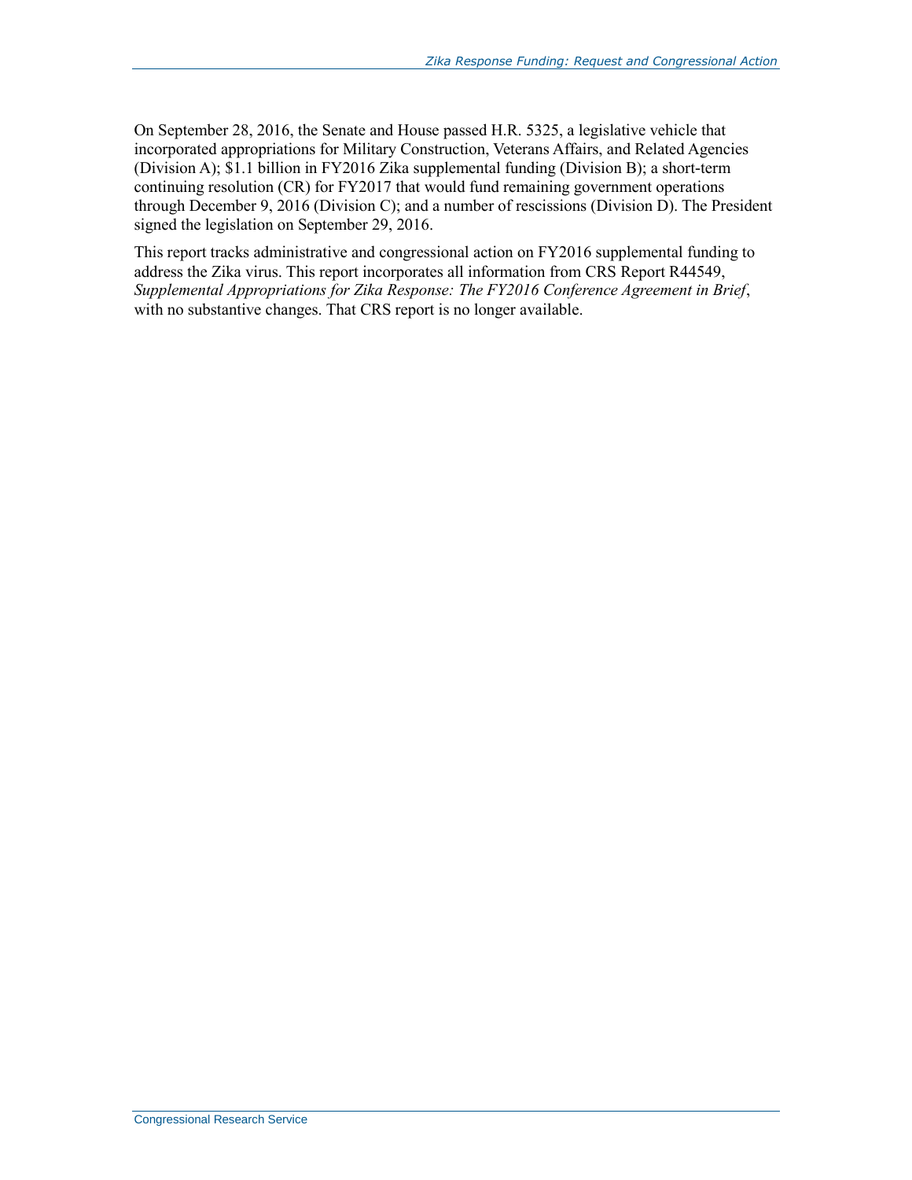On September 28, 2016, the Senate and House passed H.R. 5325, a legislative vehicle that incorporated appropriations for Military Construction, Veterans Affairs, and Related Agencies (Division A); $1.1 billion in FY2016 Zika supplemental funding (Division B); a short-term continuing resolution (CR) for FY2017 that would fund remaining government operations through December 9, 2016 (Division C); and a number of rescissions (Division D). The President signed the legislation on September 29, 2016.

This report tracks administrative and congressional action on FY2016 supplemental funding to address the Zika virus. This report incorporates all information from CRS Report R44549, *Supplemental Appropriations for Zika Response: The FY2016 Conference Agreement in Brief*, with no substantive changes. That CRS report is no longer available.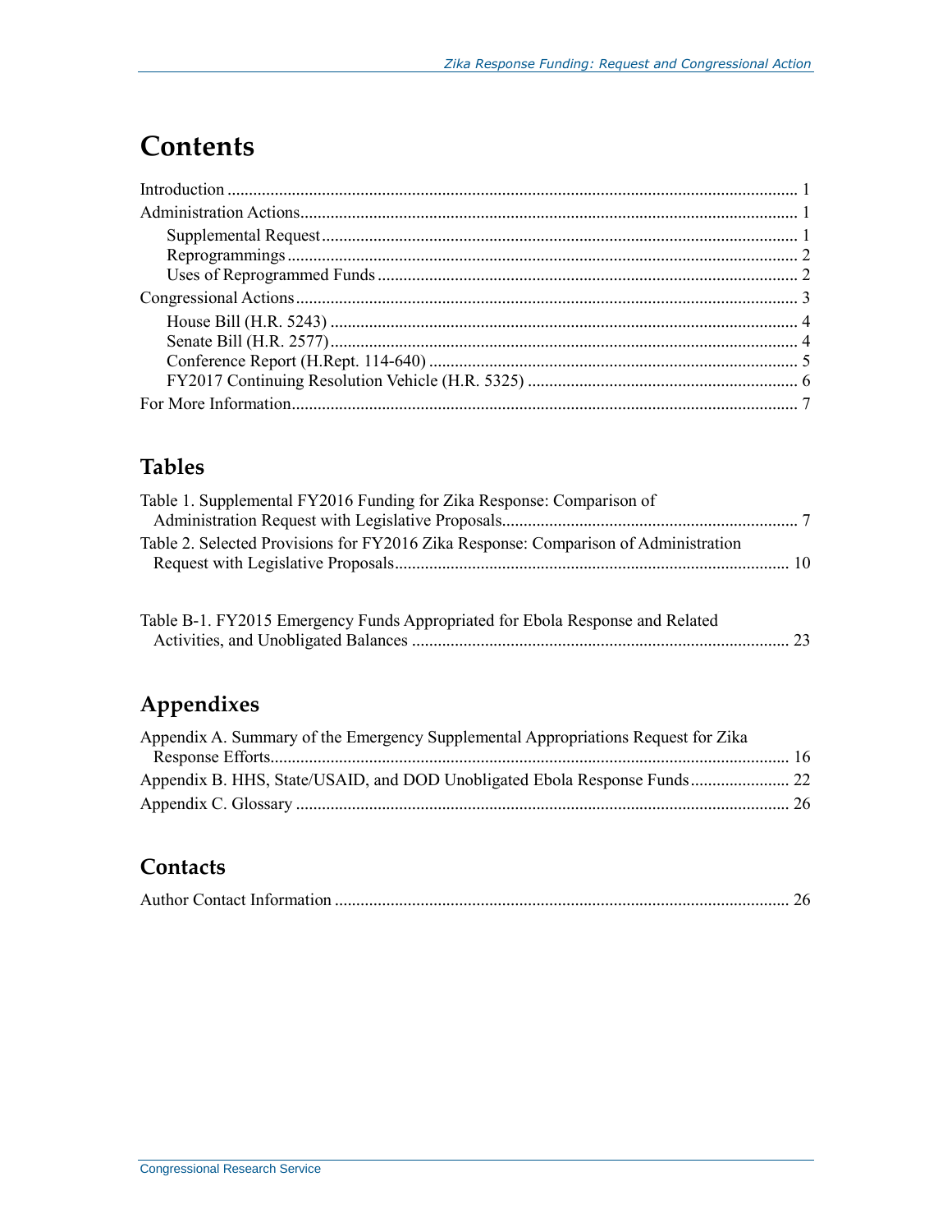# Contents

Introduction ..... 1

Administration Actions ..... 1

- Supplemental Request ..... 1
- Reprogrammings ..... 2
- Uses of Reprogrammed Funds ..... 2

Congressional Actions ..... 3

- House Bill (H.R. 5243) ..... 4
- Senate Bill (H.R. 2577) ..... 4
- Conference Report (H.Rept. 114-640) ..... 5
- FY2017 Continuing Resolution Vehicle (H.R. 5325) ..... 6

For More Information ..... 7

## Tables

Table 1. Supplemental FY2016 Funding for Zika Response: Comparison of Administration Request with Legislative Proposals ..... 7

Table 2. Selected Provisions for FY2016 Zika Response: Comparison of Administration Request with Legislative Proposals ..... 10

Table B-1. FY2015 Emergency Funds Appropriated for Ebola Response and Related Activities, and Unobligated Balances ..... 23

## Appendixes

Appendix A. Summary of the Emergency Supplemental Appropriations Request for Zika Response Efforts ..... 16

Appendix B. HHS, State/USAID, and DOD Unobligated Ebola Response Funds ..... 22

Appendix C. Glossary ..... 26

## Contacts

Author Contact Information ..... 26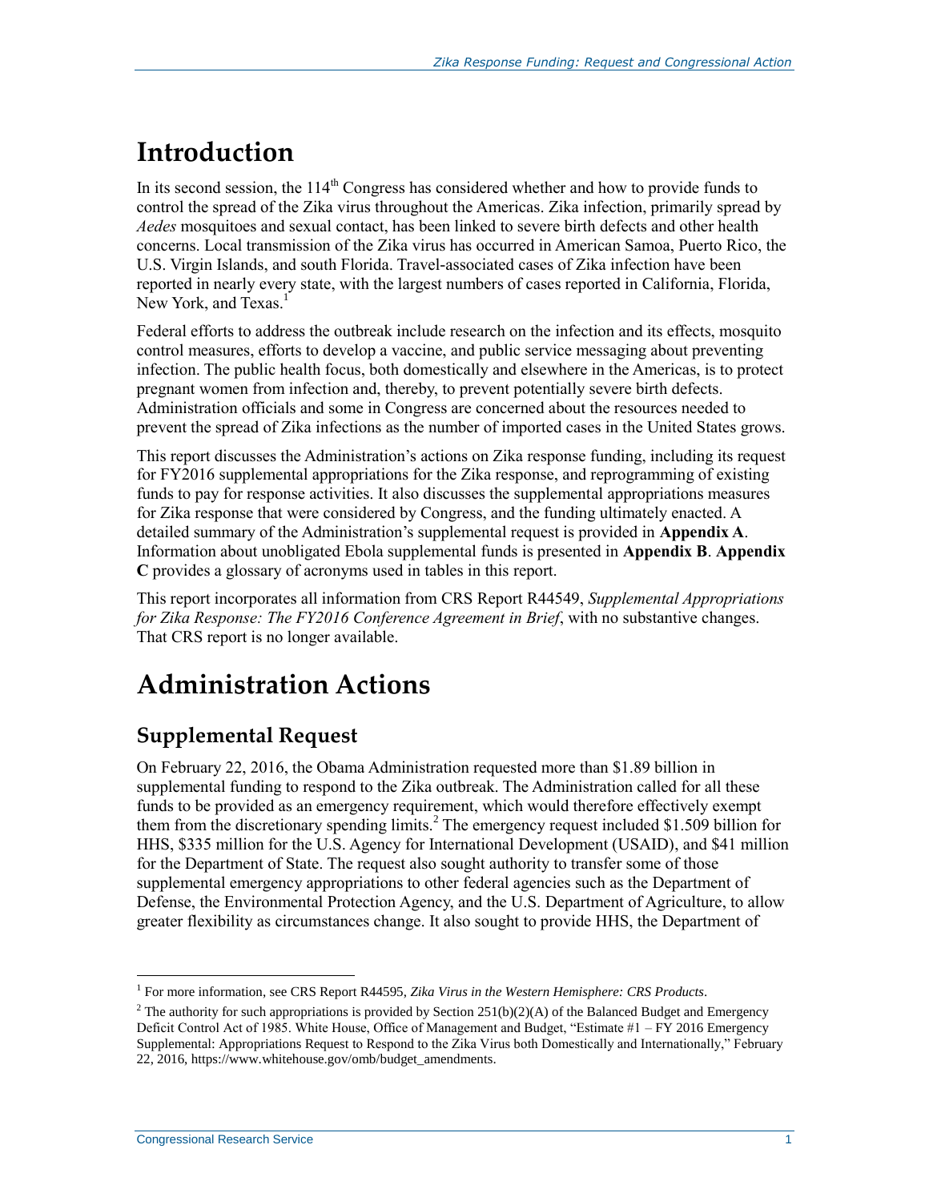# Introduction

In its second session, the 114th Congress has considered whether and how to provide funds to control the spread of the Zika virus throughout the Americas. Zika infection, primarily spread by *Aedes* mosquitoes and sexual contact, has been linked to severe birth defects and other health concerns. Local transmission of the Zika virus has occurred in American Samoa, Puerto Rico, the U.S. Virgin Islands, and south Florida. Travel-associated cases of Zika infection have been reported in nearly every state, with the largest numbers of cases reported in California, Florida, New York, and Texas.[1]

Federal efforts to address the outbreak include research on the infection and its effects, mosquito control measures, efforts to develop a vaccine, and public service messaging about preventing infection. The public health focus, both domestically and elsewhere in the Americas, is to protect pregnant women from infection and, thereby, to prevent potentially severe birth defects. Administration officials and some in Congress are concerned about the resources needed to prevent the spread of Zika infections as the number of imported cases in the United States grows.

This report discusses the Administration's actions on Zika response funding, including its request for FY2016 supplemental appropriations for the Zika response, and reprogramming of existing funds to pay for response activities. It also discusses the supplemental appropriations measures for Zika response that were considered by Congress, and the funding ultimately enacted. A detailed summary of the Administration's supplemental request is provided in **Appendix A**. Information about unobligated Ebola supplemental funds is presented in **Appendix B**. **Appendix C** provides a glossary of acronyms used in tables in this report.

This report incorporates all information from CRS Report R44549, *Supplemental Appropriations for Zika Response: The FY2016 Conference Agreement in Brief*, with no substantive changes. That CRS report is no longer available.

# Administration Actions

## Supplemental Request

On February 22, 2016, the Obama Administration requested more than $1.89 billion in supplemental funding to respond to the Zika outbreak. The Administration called for all these funds to be provided as an emergency requirement, which would therefore effectively exempt them from the discretionary spending limits.[2] The emergency request included $1.509 billion for HHS, $335 million for the U.S. Agency for International Development (USAID), and $41 million for the Department of State. The request also sought authority to transfer some of those supplemental emergency appropriations to other federal agencies such as the Department of Defense, the Environmental Protection Agency, and the U.S. Department of Agriculture, to allow greater flexibility as circumstances change. It also sought to provide HHS, the Department of

---

[1] For more information, see CRS Report R44595, *Zika Virus in the Western Hemisphere: CRS Products*.

[2] The authority for such appropriations is provided by Section 251(b)(2)(A) of the Balanced Budget and Emergency Deficit Control Act of 1985. White House, Office of Management and Budget, "Estimate #1 – FY 2016 Emergency Supplemental: Appropriations Request to Respond to the Zika Virus both Domestically and Internationally," February 22, 2016, https://www.whitehouse.gov/omb/budget_amendments.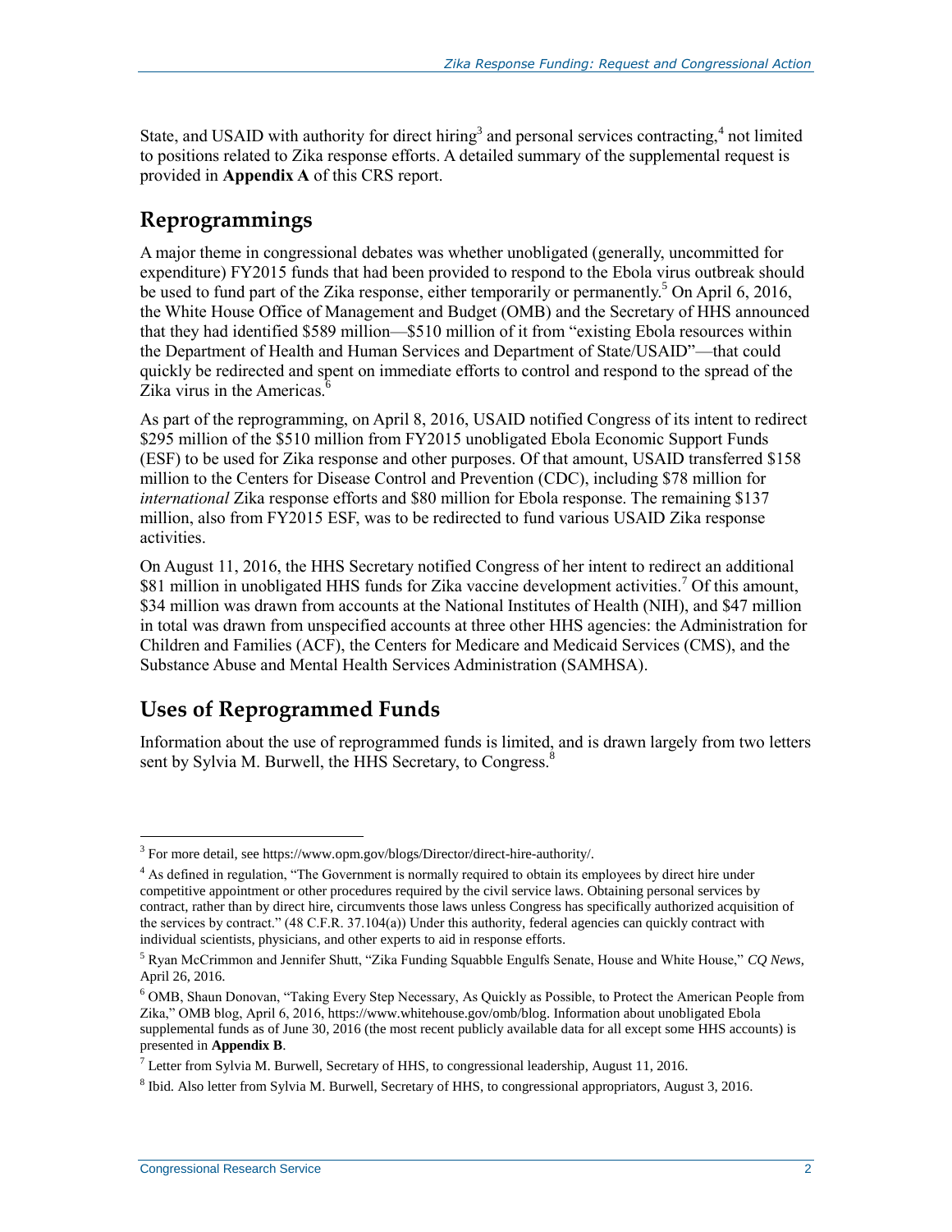State, and USAID with authority for direct hiring[3] and personal services contracting,[4] not limited to positions related to Zika response efforts. A detailed summary of the supplemental request is provided in **Appendix A** of this CRS report.

## Reprogrammings

A major theme in congressional debates was whether unobligated (generally, uncommitted for expenditure) FY2015 funds that had been provided to respond to the Ebola virus outbreak should be used to fund part of the Zika response, either temporarily or permanently.[5] On April 6, 2016, the White House Office of Management and Budget (OMB) and the Secretary of HHS announced that they had identified $589 million—$510 million of it from "existing Ebola resources within the Department of Health and Human Services and Department of State/USAID"—that could quickly be redirected and spent on immediate efforts to control and respond to the spread of the Zika virus in the Americas.[6]

As part of the reprogramming, on April 8, 2016, USAID notified Congress of its intent to redirect $295 million of the $510 million from FY2015 unobligated Ebola Economic Support Funds (ESF) to be used for Zika response and other purposes. Of that amount, USAID transferred $158 million to the Centers for Disease Control and Prevention (CDC), including $78 million for *international* Zika response efforts and $80 million for Ebola response. The remaining $137 million, also from FY2015 ESF, was to be redirected to fund various USAID Zika response activities.

On August 11, 2016, the HHS Secretary notified Congress of her intent to redirect an additional $81 million in unobligated HHS funds for Zika vaccine development activities.[7] Of this amount, $34 million was drawn from accounts at the National Institutes of Health (NIH), and $47 million in total was drawn from unspecified accounts at three other HHS agencies: the Administration for Children and Families (ACF), the Centers for Medicare and Medicaid Services (CMS), and the Substance Abuse and Mental Health Services Administration (SAMHSA).

## Uses of Reprogrammed Funds

Information about the use of reprogrammed funds is limited, and is drawn largely from two letters sent by Sylvia M. Burwell, the HHS Secretary, to Congress.[8]

---

[3] For more detail, see https://www.opm.gov/blogs/Director/direct-hire-authority/.

[4] As defined in regulation, "The Government is normally required to obtain its employees by direct hire under competitive appointment or other procedures required by the civil service laws. Obtaining personal services by contract, rather than by direct hire, circumvents those laws unless Congress has specifically authorized acquisition of the services by contract." (48 C.F.R. 37.104(a)) Under this authority, federal agencies can quickly contract with individual scientists, physicians, and other experts to aid in response efforts.

[5] Ryan McCrimmon and Jennifer Shutt, "Zika Funding Squabble Engulfs Senate, House and White House," *CQ News*, April 26, 2016.

[6] OMB, Shaun Donovan, "Taking Every Step Necessary, As Quickly as Possible, to Protect the American People from Zika," OMB blog, April 6, 2016, https://www.whitehouse.gov/omb/blog. Information about unobligated Ebola supplemental funds as of June 30, 2016 (the most recent publicly available data for all except some HHS accounts) is presented in **Appendix B**.

[7] Letter from Sylvia M. Burwell, Secretary of HHS, to congressional leadership, August 11, 2016.

[8] Ibid. Also letter from Sylvia M. Burwell, Secretary of HHS, to congressional appropriators, August 3, 2016.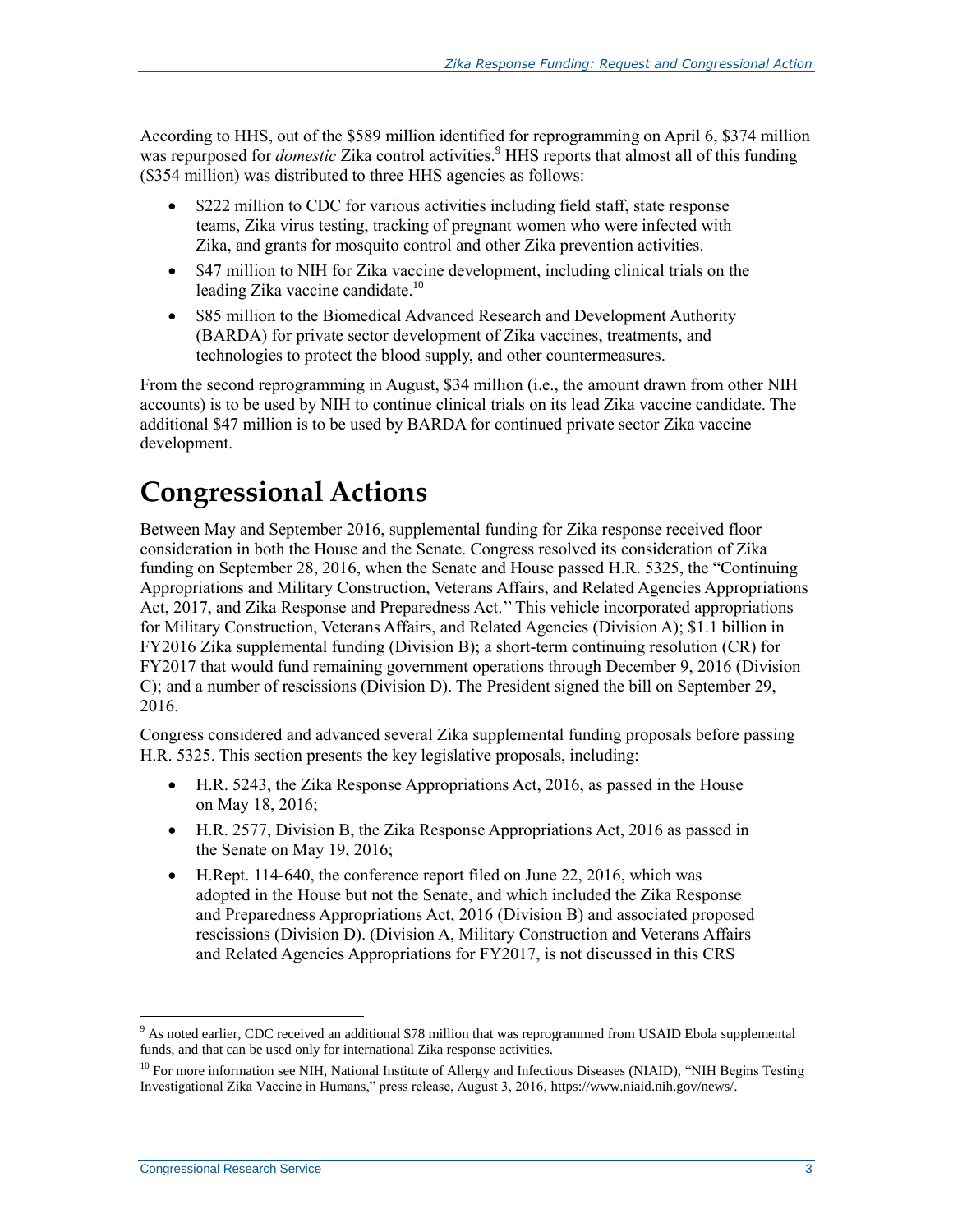According to HHS, out of the $589 million identified for reprogramming on April 6, $374 million was repurposed for *domestic* Zika control activities.[9] HHS reports that almost all of this funding ($354 million) was distributed to three HHS agencies as follows:

- $222 million to CDC for various activities including field staff, state response teams, Zika virus testing, tracking of pregnant women who were infected with Zika, and grants for mosquito control and other Zika prevention activities.
- $47 million to NIH for Zika vaccine development, including clinical trials on the leading Zika vaccine candidate.[10]
- $85 million to the Biomedical Advanced Research and Development Authority (BARDA) for private sector development of Zika vaccines, treatments, and technologies to protect the blood supply, and other countermeasures.

From the second reprogramming in August, $34 million (i.e., the amount drawn from other NIH accounts) is to be used by NIH to continue clinical trials on its lead Zika vaccine candidate. The additional $47 million is to be used by BARDA for continued private sector Zika vaccine development.

# Congressional Actions

Between May and September 2016, supplemental funding for Zika response received floor consideration in both the House and the Senate. Congress resolved its consideration of Zika funding on September 28, 2016, when the Senate and House passed H.R. 5325, the "Continuing Appropriations and Military Construction, Veterans Affairs, and Related Agencies Appropriations Act, 2017, and Zika Response and Preparedness Act." This vehicle incorporated appropriations for Military Construction, Veterans Affairs, and Related Agencies (Division A); $1.1 billion in FY2016 Zika supplemental funding (Division B); a short-term continuing resolution (CR) for FY2017 that would fund remaining government operations through December 9, 2016 (Division C); and a number of rescissions (Division D). The President signed the bill on September 29, 2016.

Congress considered and advanced several Zika supplemental funding proposals before passing H.R. 5325. This section presents the key legislative proposals, including:

- H.R. 5243, the Zika Response Appropriations Act, 2016, as passed in the House on May 18, 2016;
- H.R. 2577, Division B, the Zika Response Appropriations Act, 2016 as passed in the Senate on May 19, 2016;
- H.Rept. 114-640, the conference report filed on June 22, 2016, which was adopted in the House but not the Senate, and which included the Zika Response and Preparedness Appropriations Act, 2016 (Division B) and associated proposed rescissions (Division D). (Division A, Military Construction and Veterans Affairs and Related Agencies Appropriations for FY2017, is not discussed in this CRS

[9] As noted earlier, CDC received an additional $78 million that was reprogrammed from USAID Ebola supplemental funds, and that can be used only for international Zika response activities.

[10] For more information see NIH, National Institute of Allergy and Infectious Diseases (NIAID), "NIH Begins Testing Investigational Zika Vaccine in Humans," press release, August 3, 2016, https://www.niaid.nih.gov/news/.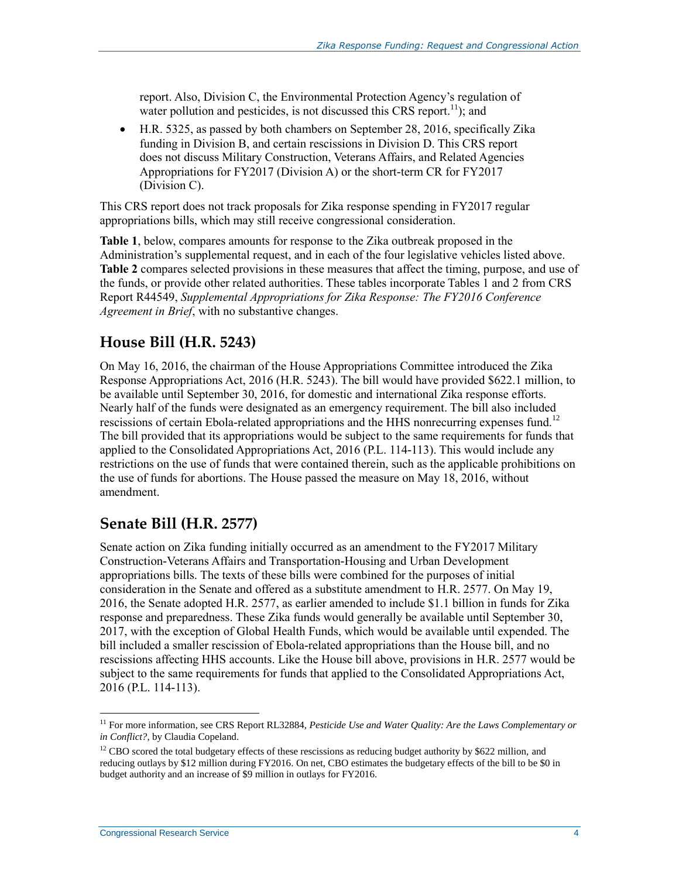report. Also, Division C, the Environmental Protection Agency's regulation of water pollution and pesticides, is not discussed this CRS report.[11]); and

- H.R. 5325, as passed by both chambers on September 28, 2016, specifically Zika funding in Division B, and certain rescissions in Division D. This CRS report does not discuss Military Construction, Veterans Affairs, and Related Agencies Appropriations for FY2017 (Division A) or the short-term CR for FY2017 (Division C).

This CRS report does not track proposals for Zika response spending in FY2017 regular appropriations bills, which may still receive congressional consideration.

**Table 1**, below, compares amounts for response to the Zika outbreak proposed in the Administration's supplemental request, and in each of the four legislative vehicles listed above. **Table 2** compares selected provisions in these measures that affect the timing, purpose, and use of the funds, or provide other related authorities. These tables incorporate Tables 1 and 2 from CRS Report R44549, *Supplemental Appropriations for Zika Response: The FY2016 Conference Agreement in Brief*, with no substantive changes.

## House Bill (H.R. 5243)

On May 16, 2016, the chairman of the House Appropriations Committee introduced the Zika Response Appropriations Act, 2016 (H.R. 5243). The bill would have provided $622.1 million, to be available until September 30, 2016, for domestic and international Zika response efforts. Nearly half of the funds were designated as an emergency requirement. The bill also included rescissions of certain Ebola-related appropriations and the HHS nonrecurring expenses fund.[12] The bill provided that its appropriations would be subject to the same requirements for funds that applied to the Consolidated Appropriations Act, 2016 (P.L. 114-113). This would include any restrictions on the use of funds that were contained therein, such as the applicable prohibitions on the use of funds for abortions. The House passed the measure on May 18, 2016, without amendment.

## Senate Bill (H.R. 2577)

Senate action on Zika funding initially occurred as an amendment to the FY2017 Military Construction-Veterans Affairs and Transportation-Housing and Urban Development appropriations bills. The texts of these bills were combined for the purposes of initial consideration in the Senate and offered as a substitute amendment to H.R. 2577. On May 19, 2016, the Senate adopted H.R. 2577, as earlier amended to include $1.1 billion in funds for Zika response and preparedness. These Zika funds would generally be available until September 30, 2017, with the exception of Global Health Funds, which would be available until expended. The bill included a smaller rescission of Ebola-related appropriations than the House bill, and no rescissions affecting HHS accounts. Like the House bill above, provisions in H.R. 2577 would be subject to the same requirements for funds that applied to the Consolidated Appropriations Act, 2016 (P.L. 114-113).

---

[11] For more information, see CRS Report RL32884, *Pesticide Use and Water Quality: Are the Laws Complementary or in Conflict?,* by Claudia Copeland.

[12] CBO scored the total budgetary effects of these rescissions as reducing budget authority by $622 million, and reducing outlays by $12 million during FY2016. On net, CBO estimates the budgetary effects of the bill to be $0 in budget authority and an increase of $9 million in outlays for FY2016.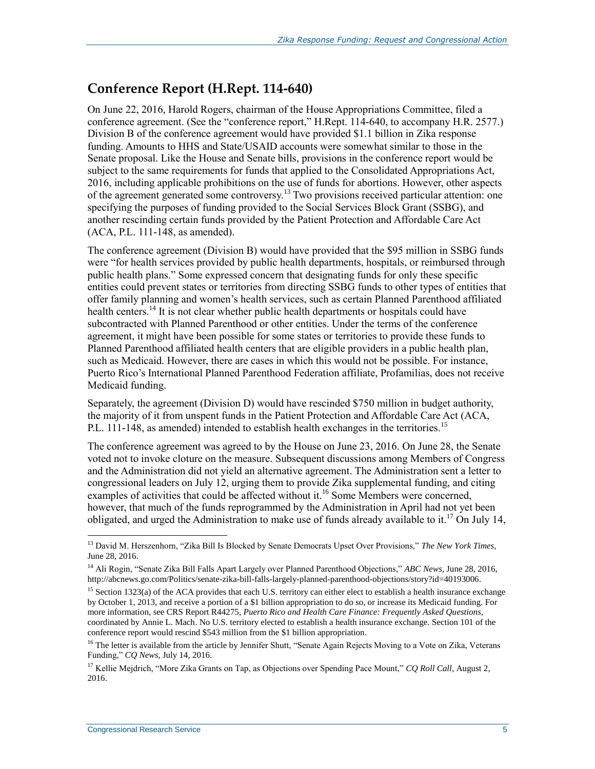## Conference Report (H.Rept. 114-640)

On June 22, 2016, Harold Rogers, chairman of the House Appropriations Committee, filed a conference agreement. (See the "conference report," H.Rept. 114-640, to accompany H.R. 2577.) Division B of the conference agreement would have provided $1.1 billion in Zika response funding. Amounts to HHS and State/USAID accounts were somewhat similar to those in the Senate proposal. Like the House and Senate bills, provisions in the conference report would be subject to the same requirements for funds that applied to the Consolidated Appropriations Act, 2016, including applicable prohibitions on the use of funds for abortions. However, other aspects of the agreement generated some controversy.[13] Two provisions received particular attention: one specifying the purposes of funding provided to the Social Services Block Grant (SSBG), and another rescinding certain funds provided by the Patient Protection and Affordable Care Act (ACA, P.L. 111-148, as amended).

The conference agreement (Division B) would have provided that the $95 million in SSBG funds were "for health services provided by public health departments, hospitals, or reimbursed through public health plans." Some expressed concern that designating funds for only these specific entities could prevent states or territories from directing SSBG funds to other types of entities that offer family planning and women's health services, such as certain Planned Parenthood affiliated health centers.[14] It is not clear whether public health departments or hospitals could have subcontracted with Planned Parenthood or other entities. Under the terms of the conference agreement, it might have been possible for some states or territories to provide these funds to Planned Parenthood affiliated health centers that are eligible providers in a public health plan, such as Medicaid. However, there are cases in which this would not be possible. For instance, Puerto Rico's International Planned Parenthood Federation affiliate, Profamilias, does not receive Medicaid funding.

Separately, the agreement (Division D) would have rescinded $750 million in budget authority, the majority of it from unspent funds in the Patient Protection and Affordable Care Act (ACA, P.L. 111-148, as amended) intended to establish health exchanges in the territories.[15]

The conference agreement was agreed to by the House on June 23, 2016. On June 28, the Senate voted not to invoke cloture on the measure. Subsequent discussions among Members of Congress and the Administration did not yield an alternative agreement. The Administration sent a letter to congressional leaders on July 12, urging them to provide Zika supplemental funding, and citing examples of activities that could be affected without it.[16] Some Members were concerned, however, that much of the funds reprogrammed by the Administration in April had not yet been obligated, and urged the Administration to make use of funds already available to it.[17] On July 14,

---

[13] David M. Herszenhorn, "Zika Bill Is Blocked by Senate Democrats Upset Over Provisions," *The New York Times*, June 28, 2016.

[14] Ali Rogin, "Senate Zika Bill Falls Apart Largely over Planned Parenthood Objections," *ABC News*, June 28, 2016, http://abcnews.go.com/Politics/senate-zika-bill-falls-largely-planned-parenthood-objections/story?id=40193006.

[15] Section 1323(a) of the ACA provides that each U.S. territory can either elect to establish a health insurance exchange by October 1, 2013, and receive a portion of a $1 billion appropriation to do so, or increase its Medicaid funding. For more information, see CRS Report R44275, *Puerto Rico and Health Care Finance: Frequently Asked Questions*, coordinated by Annie L. Mach. No U.S. territory elected to establish a health insurance exchange. Section 101 of the conference report would rescind $543 million from the $1 billion appropriation.

[16] The letter is available from the article by Jennifer Shutt, "Senate Again Rejects Moving to a Vote on Zika, Veterans Funding," *CQ News*, July 14, 2016.

[17] Kellie Mejdrich, "More Zika Grants on Tap, as Objections over Spending Pace Mount," *CQ Roll Call*, August 2, 2016.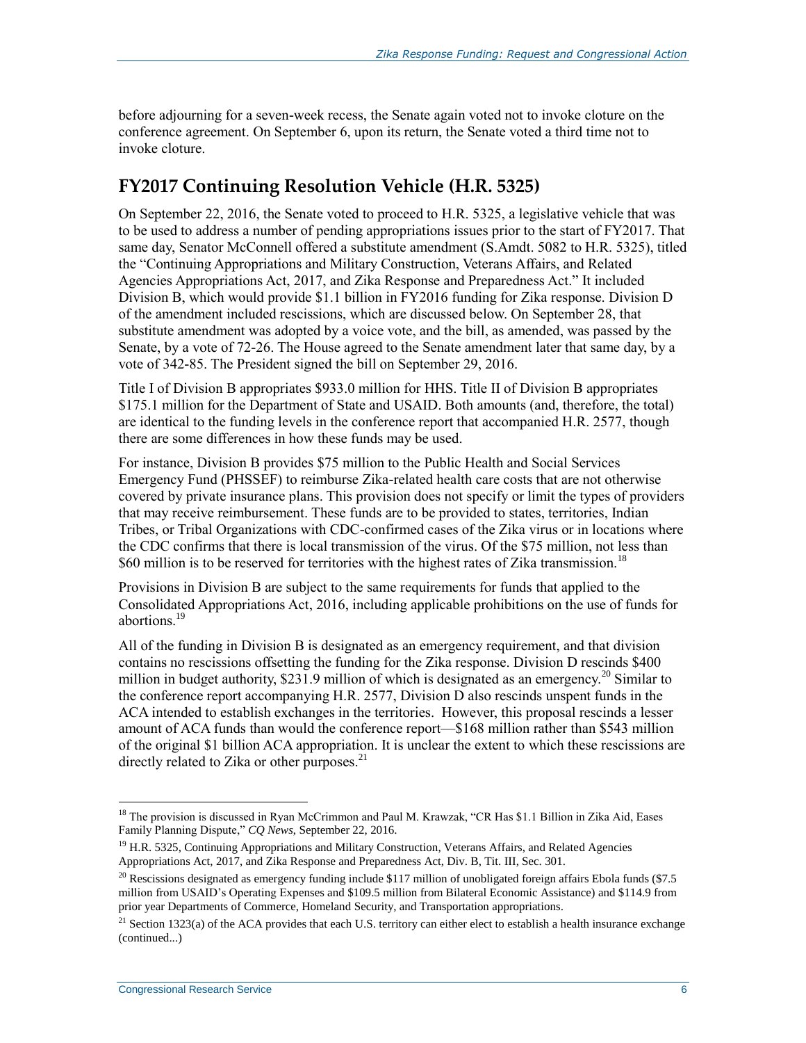before adjourning for a seven-week recess, the Senate again voted not to invoke cloture on the conference agreement. On September 6, upon its return, the Senate voted a third time not to invoke cloture.

## FY2017 Continuing Resolution Vehicle (H.R. 5325)

On September 22, 2016, the Senate voted to proceed to H.R. 5325, a legislative vehicle that was to be used to address a number of pending appropriations issues prior to the start of FY2017. That same day, Senator McConnell offered a substitute amendment (S.Amdt. 5082 to H.R. 5325), titled the "Continuing Appropriations and Military Construction, Veterans Affairs, and Related Agencies Appropriations Act, 2017, and Zika Response and Preparedness Act." It included Division B, which would provide $1.1 billion in FY2016 funding for Zika response. Division D of the amendment included rescissions, which are discussed below. On September 28, that substitute amendment was adopted by a voice vote, and the bill, as amended, was passed by the Senate, by a vote of 72-26. The House agreed to the Senate amendment later that same day, by a vote of 342-85. The President signed the bill on September 29, 2016.

Title I of Division B appropriates $933.0 million for HHS. Title II of Division B appropriates $175.1 million for the Department of State and USAID. Both amounts (and, therefore, the total) are identical to the funding levels in the conference report that accompanied H.R. 2577, though there are some differences in how these funds may be used.

For instance, Division B provides $75 million to the Public Health and Social Services Emergency Fund (PHSSEF) to reimburse Zika-related health care costs that are not otherwise covered by private insurance plans. This provision does not specify or limit the types of providers that may receive reimbursement. These funds are to be provided to states, territories, Indian Tribes, or Tribal Organizations with CDC-confirmed cases of the Zika virus or in locations where the CDC confirms that there is local transmission of the virus. Of the $75 million, not less than $60 million is to be reserved for territories with the highest rates of Zika transmission.[18]

Provisions in Division B are subject to the same requirements for funds that applied to the Consolidated Appropriations Act, 2016, including applicable prohibitions on the use of funds for abortions.[19]

All of the funding in Division B is designated as an emergency requirement, and that division contains no rescissions offsetting the funding for the Zika response. Division D rescinds $400 million in budget authority, $231.9 million of which is designated as an emergency.[20] Similar to the conference report accompanying H.R. 2577, Division D also rescinds unspent funds in the ACA intended to establish exchanges in the territories. However, this proposal rescinds a lesser amount of ACA funds than would the conference report—$168 million rather than $543 million of the original $1 billion ACA appropriation. It is unclear the extent to which these rescissions are directly related to Zika or other purposes.[21]

---

[18] The provision is discussed in Ryan McCrimmon and Paul M. Krawzak, "CR Has $1.1 Billion in Zika Aid, Eases Family Planning Dispute," *CQ News*, September 22, 2016.

[19] H.R. 5325, Continuing Appropriations and Military Construction, Veterans Affairs, and Related Agencies Appropriations Act, 2017, and Zika Response and Preparedness Act, Div. B, Tit. III, Sec. 301.

[20] Rescissions designated as emergency funding include $117 million of unobligated foreign affairs Ebola funds ($7.5 million from USAID's Operating Expenses and $109.5 million from Bilateral Economic Assistance) and $114.9 from prior year Departments of Commerce, Homeland Security, and Transportation appropriations.

[21] Section 1323(a) of the ACA provides that each U.S. territory can either elect to establish a health insurance exchange (continued...)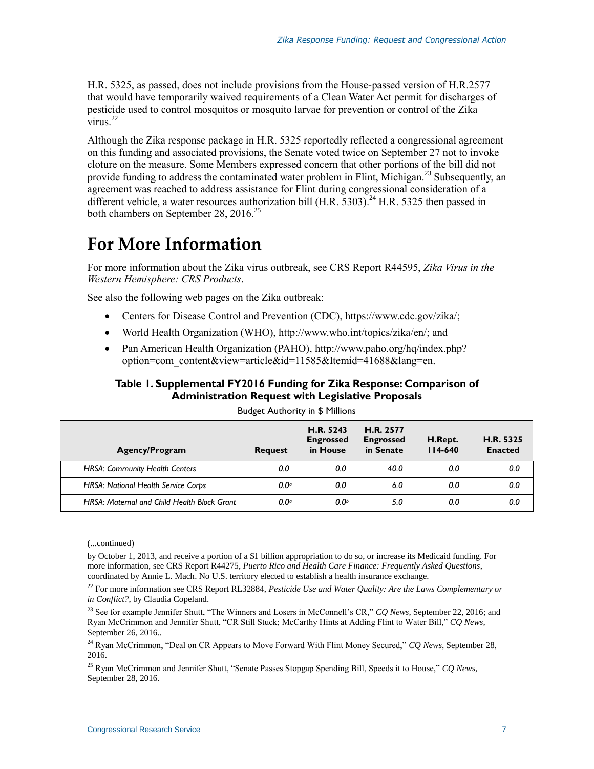H.R. 5325, as passed, does not include provisions from the House-passed version of H.R.2577 that would have temporarily waived requirements of a Clean Water Act permit for discharges of pesticide used to control mosquitos or mosquito larvae for prevention or control of the Zika virus.[22]

Although the Zika response package in H.R. 5325 reportedly reflected a congressional agreement on this funding and associated provisions, the Senate voted twice on September 27 not to invoke cloture on the measure. Some Members expressed concern that other portions of the bill did not provide funding to address the contaminated water problem in Flint, Michigan.[23] Subsequently, an agreement was reached to address assistance for Flint during congressional consideration of a different vehicle, a water resources authorization bill (H.R. 5303).[24] H.R. 5325 then passed in both chambers on September 28, 2016.[25]

# For More Information

For more information about the Zika virus outbreak, see CRS Report R44595, *Zika Virus in the Western Hemisphere: CRS Products*.

See also the following web pages on the Zika outbreak:

- Centers for Disease Control and Prevention (CDC), https://www.cdc.gov/zika/;
- World Health Organization (WHO), http://www.who.int/topics/zika/en/; and
- Pan American Health Organization (PAHO), http://www.paho.org/hq/index.php?option=com_content&view=article&id=11585&Itemid=41688&lang=en.

**Table 1. Supplemental FY2016 Funding for Zika Response: Comparison of Administration Request with Legislative Proposals**

Budget Authority in $ Millions

| Agency/Program | Request | H.R. 5243 Engrossed in House | H.R. 2577 Engrossed in Senate | H.Rept. 114-640 | H.R. 5325 Enacted |
|---|---|---|---|---|---|
| *HRSA: Community Health Centers* | *0.0* | *0.0* | *40.0* | *0.0* | *0.0* |
| *HRSA: National Health Service Corps* | *0.0*[a] | *0.0* | *6.0* | *0.0* | *0.0* |
| *HRSA: Maternal and Child Health Block Grant* | *0.0*[a] | *0.0*[b] | *5.0* | *0.0* | *0.0* |

(...continued)

by October 1, 2013, and receive a portion of a $1 billion appropriation to do so, or increase its Medicaid funding. For more information, see CRS Report R44275, *Puerto Rico and Health Care Finance: Frequently Asked Questions*, coordinated by Annie L. Mach. No U.S. territory elected to establish a health insurance exchange.

[22] For more information see CRS Report RL32884, *Pesticide Use and Water Quality: Are the Laws Complementary or in Conflict?*, by Claudia Copeland.

[23] See for example Jennifer Shutt, "The Winners and Losers in McConnell's CR," *CQ News*, September 22, 2016; and Ryan McCrimmon and Jennifer Shutt, "CR Still Stuck; McCarthy Hints at Adding Flint to Water Bill," *CQ News*, September 26, 2016..

[24] Ryan McCrimmon, "Deal on CR Appears to Move Forward With Flint Money Secured," *CQ News*, September 28, 2016.

[25] Ryan McCrimmon and Jennifer Shutt, "Senate Passes Stopgap Spending Bill, Speeds it to House," *CQ News*, September 28, 2016.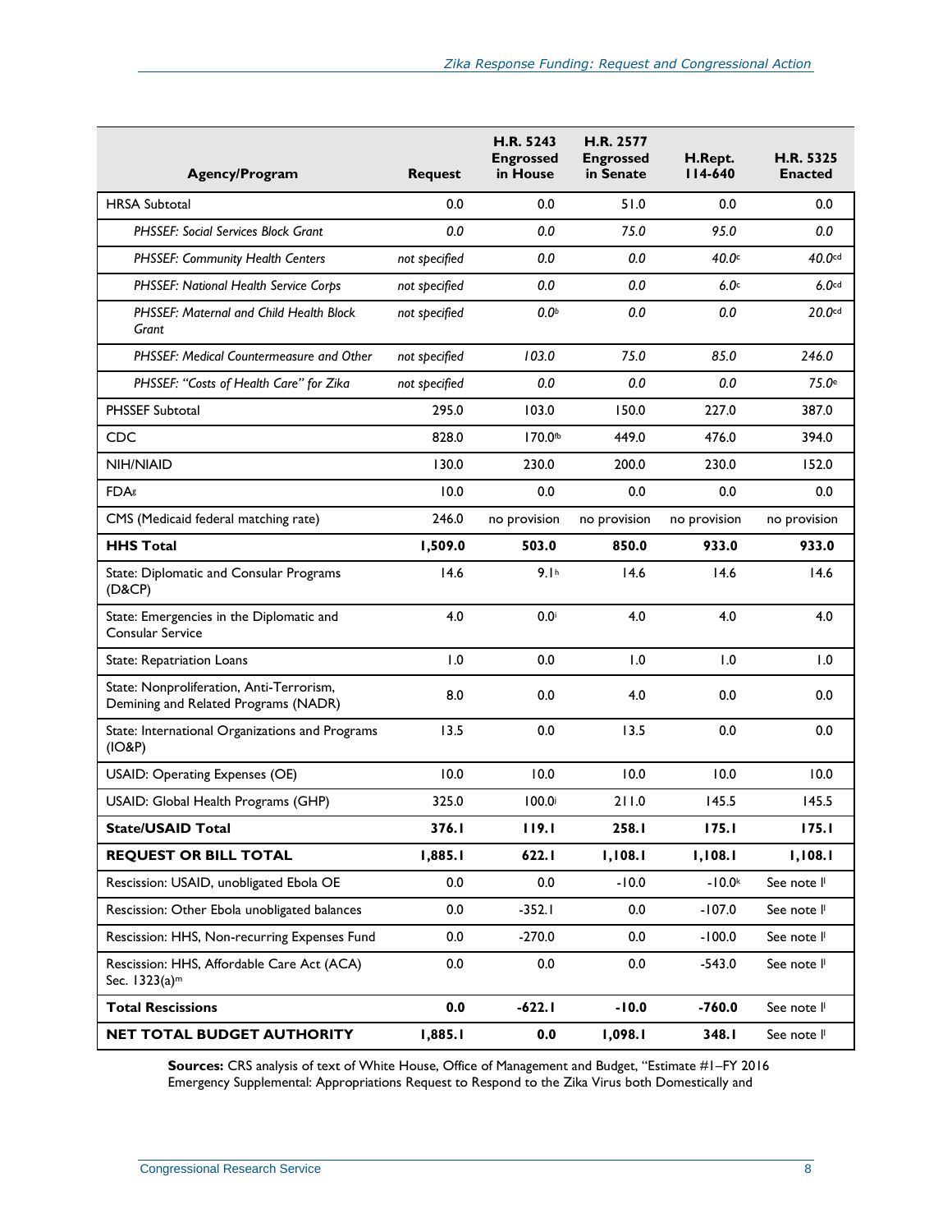| Agency/Program | Request | H.R. 5243 Engrossed in House | H.R. 2577 Engrossed in Senate | H.Rept. 114-640 | H.R. 5325 Enacted |
|---|---|---|---|---|---|
| HRSA Subtotal | 0.0 | 0.0 | 51.0 | 0.0 | 0.0 |
| *PHSSEF: Social Services Block Grant* | *0.0* | *0.0* | *75.0* | *95.0* | *0.0* |
| *PHSSEF: Community Health Centers* | *not specified* | *0.0* | *0.0* | *40.0*[c] | *40.0*[cd] |
| *PHSSEF: National Health Service Corps* | *not specified* | *0.0* | *0.0* | *6.0*[c] | *6.0*[cd] |
| *PHSSEF: Maternal and Child Health Block Grant* | *not specified* | *0.0*[b] | *0.0* | *0.0* | *20.0*[cd] |
| *PHSSEF: Medical Countermeasure and Other* | *not specified* | *103.0* | *75.0* | *85.0* | *246.0* |
| *PHSSEF: "Costs of Health Care" for Zika* | *not specified* | *0.0* | *0.0* | *0.0* | *75.0*[e] |
| PHSSEF Subtotal | 295.0 | 103.0 | 150.0 | 227.0 | 387.0 |
| CDC | 828.0 | 170.0[fb] | 449.0 | 476.0 | 394.0 |
| NIH/NIAID | 130.0 | 230.0 | 200.0 | 230.0 | 152.0 |
| FDA[g] | 10.0 | 0.0 | 0.0 | 0.0 | 0.0 |
| CMS (Medicaid federal matching rate) | 246.0 | no provision | no provision | no provision | no provision |
| **HHS Total** | **1,509.0** | **503.0** | **850.0** | **933.0** | **933.0** |
| State: Diplomatic and Consular Programs (D&CP) | 14.6 | 9.1[h] | 14.6 | 14.6 | 14.6 |
| State: Emergencies in the Diplomatic and Consular Service | 4.0 | 0.0[i] | 4.0 | 4.0 | 4.0 |
| State: Repatriation Loans | 1.0 | 0.0 | 1.0 | 1.0 | 1.0 |
| State: Nonproliferation, Anti-Terrorism, Demining and Related Programs (NADR) | 8.0 | 0.0 | 4.0 | 0.0 | 0.0 |
| State: International Organizations and Programs (IO&P) | 13.5 | 0.0 | 13.5 | 0.0 | 0.0 |
| USAID: Operating Expenses (OE) | 10.0 | 10.0 | 10.0 | 10.0 | 10.0 |
| USAID: Global Health Programs (GHP) | 325.0 | 100.0[j] | 211.0 | 145.5 | 145.5 |
| **State/USAID Total** | **376.1** | **119.1** | **258.1** | **175.1** | **175.1** |
| **REQUEST OR BILL TOTAL** | **1,885.1** | **622.1** | **1,108.1** | **1,108.1** | **1,108.1** |
| Rescission: USAID, unobligated Ebola OE | 0.0 | 0.0 | -10.0 | -10.0[k] | See note l[l] |
| Rescission: Other Ebola unobligated balances | 0.0 | -352.1 | 0.0 | -107.0 | See note l[l] |
| Rescission: HHS, Non-recurring Expenses Fund | 0.0 | -270.0 | 0.0 | -100.0 | See note l[l] |
| Rescission: HHS, Affordable Care Act (ACA) Sec. 1323(a)[m] | 0.0 | 0.0 | 0.0 | -543.0 | See note l[l] |
| **Total Rescissions** | **0.0** | **-622.1** | **-10.0** | **-760.0** | See note l[l] |
| **NET TOTAL BUDGET AUTHORITY** | **1,885.1** | **0.0** | **1,098.1** | **348.1** | See note l[l] |

**Sources:** CRS analysis of text of White House, Office of Management and Budget, "Estimate #1–FY 2016 Emergency Supplemental: Appropriations Request to Respond to the Zika Virus both Domestically and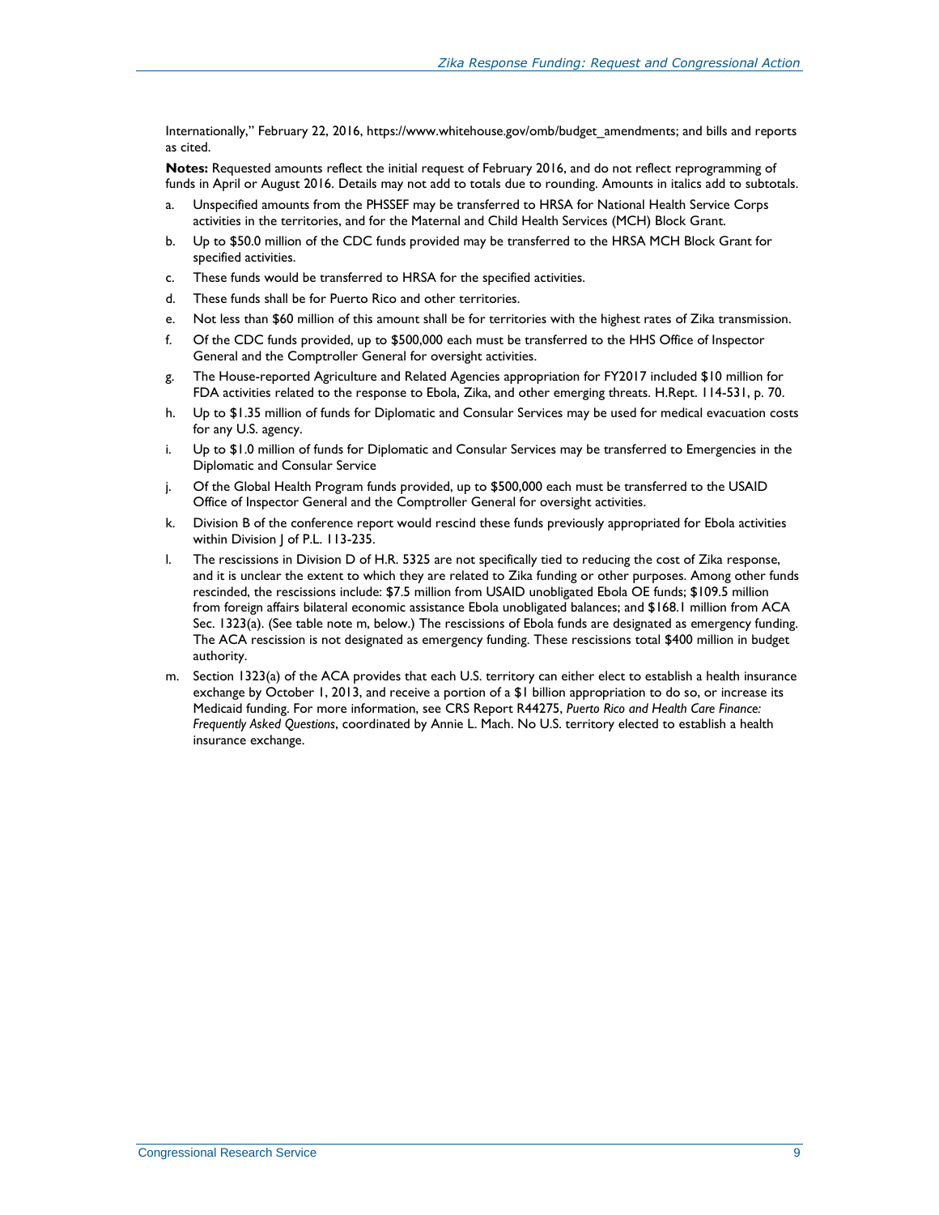Internationally," February 22, 2016, https://www.whitehouse.gov/omb/budget_amendments; and bills and reports as cited.

**Notes:** Requested amounts reflect the initial request of February 2016, and do not reflect reprogramming of funds in April or August 2016. Details may not add to totals due to rounding. Amounts in italics add to subtotals.

a. Unspecified amounts from the PHSSEF may be transferred to HRSA for National Health Service Corps activities in the territories, and for the Maternal and Child Health Services (MCH) Block Grant.

b. Up to $50.0 million of the CDC funds provided may be transferred to the HRSA MCH Block Grant for specified activities.

c. These funds would be transferred to HRSA for the specified activities.

d. These funds shall be for Puerto Rico and other territories.

e. Not less than $60 million of this amount shall be for territories with the highest rates of Zika transmission.

f. Of the CDC funds provided, up to $500,000 each must be transferred to the HHS Office of Inspector General and the Comptroller General for oversight activities.

g. The House-reported Agriculture and Related Agencies appropriation for FY2017 included $10 million for FDA activities related to the response to Ebola, Zika, and other emerging threats. H.Rept. 114-531, p. 70.

h. Up to $1.35 million of funds for Diplomatic and Consular Services may be used for medical evacuation costs for any U.S. agency.

i. Up to $1.0 million of funds for Diplomatic and Consular Services may be transferred to Emergencies in the Diplomatic and Consular Service

j. Of the Global Health Program funds provided, up to $500,000 each must be transferred to the USAID Office of Inspector General and the Comptroller General for oversight activities.

k. Division B of the conference report would rescind these funds previously appropriated for Ebola activities within Division J of P.L. 113-235.

l. The rescissions in Division D of H.R. 5325 are not specifically tied to reducing the cost of Zika response, and it is unclear the extent to which they are related to Zika funding or other purposes. Among other funds rescinded, the rescissions include: $7.5 million from USAID unobligated Ebola OE funds; $109.5 million from foreign affairs bilateral economic assistance Ebola unobligated balances; and $168.1 million from ACA Sec. 1323(a). (See table note m, below.) The rescissions of Ebola funds are designated as emergency funding. The ACA rescission is not designated as emergency funding. These rescissions total $400 million in budget authority.

m. Section 1323(a) of the ACA provides that each U.S. territory can either elect to establish a health insurance exchange by October 1, 2013, and receive a portion of a $1 billion appropriation to do so, or increase its Medicaid funding. For more information, see CRS Report R44275, *Puerto Rico and Health Care Finance: Frequently Asked Questions*, coordinated by Annie L. Mach. No U.S. territory elected to establish a health insurance exchange.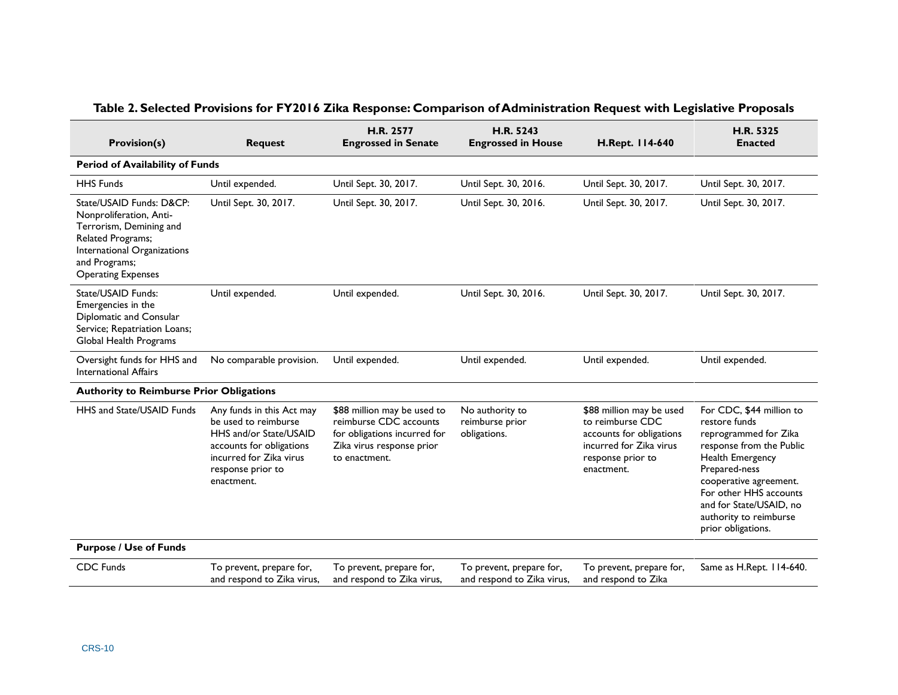**Table 2. Selected Provisions for FY2016 Zika Response: Comparison of Administration Request with Legislative Proposals**

| Provision(s) | Request | H.R. 2577 Engrossed in Senate | H.R. 5243 Engrossed in House | H.Rept. 114-640 | H.R. 5325 Enacted |
|---|---|---|---|---|---|
| **Period of Availability of Funds** | | | | | |
| HHS Funds | Until expended. | Until Sept. 30, 2017. | Until Sept. 30, 2016. | Until Sept. 30, 2017. | Until Sept. 30, 2017. |
| State/USAID Funds: D&CP: Nonproliferation, Anti-Terrorism, Demining and Related Programs; International Organizations and Programs; Operating Expenses | Until Sept. 30, 2017. | Until Sept. 30, 2017. | Until Sept. 30, 2016. | Until Sept. 30, 2017. | Until Sept. 30, 2017. |
| State/USAID Funds: Emergencies in the Diplomatic and Consular Service; Repatriation Loans; Global Health Programs | Until expended. | Until expended. | Until Sept. 30, 2016. | Until Sept. 30, 2017. | Until Sept. 30, 2017. |
| Oversight funds for HHS and International Affairs | No comparable provision. | Until expended. | Until expended. | Until expended. | Until expended. |
| **Authority to Reimburse Prior Obligations** | | | | | |
| HHS and State/USAID Funds | Any funds in this Act may be used to reimburse HHS and/or State/USAID accounts for obligations incurred for Zika virus response prior to enactment. | $88 million may be used to reimburse CDC accounts for obligations incurred for Zika virus response prior to enactment. | No authority to reimburse prior obligations. | $88 million may be used to reimburse CDC accounts for obligations incurred for Zika virus response prior to enactment. | For CDC, $44 million to restore funds reprogrammed for Zika response from the Public Health Emergency Prepared-ness cooperative agreement. For other HHS accounts and for State/USAID, no authority to reimburse prior obligations. |
| **Purpose / Use of Funds** | | | | | |
| CDC Funds | To prevent, prepare for, and respond to Zika virus, | To prevent, prepare for, and respond to Zika virus, | To prevent, prepare for, and respond to Zika virus, | To prevent, prepare for, and respond to Zika | Same as H.Rept. 114-640. |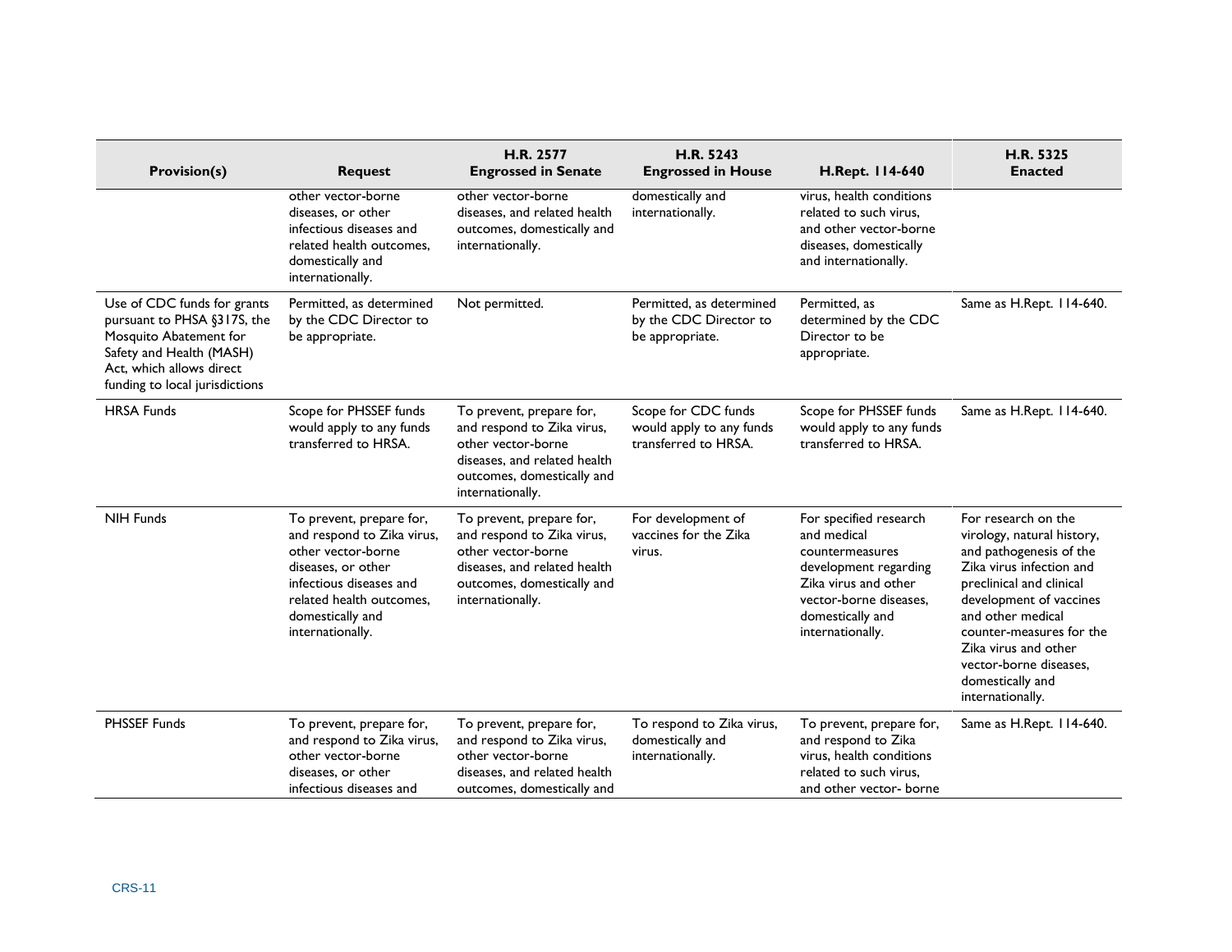| Provision(s) | Request | H.R. 2577 Engrossed in Senate | H.R. 5243 Engrossed in House | H.Rept. 114-640 | H.R. 5325 Enacted |
| --- | --- | --- | --- | --- | --- |
| | other vector-borne diseases, or other infectious diseases and related health outcomes, domestically and internationally. | other vector-borne diseases, and related health outcomes, domestically and internationally. | domestically and internationally. | virus, health conditions related to such virus, and other vector-borne diseases, domestically and internationally. | |
| Use of CDC funds for grants pursuant to PHSA §317S, the Mosquito Abatement for Safety and Health (MASH) Act, which allows direct funding to local jurisdictions | Permitted, as determined by the CDC Director to be appropriate. | Not permitted. | Permitted, as determined by the CDC Director to be appropriate. | Permitted, as determined by the CDC Director to be appropriate. | Same as H.Rept. 114-640. |
| HRSA Funds | Scope for PHSSEF funds would apply to any funds transferred to HRSA. | To prevent, prepare for, and respond to Zika virus, other vector-borne diseases, and related health outcomes, domestically and internationally. | Scope for CDC funds would apply to any funds transferred to HRSA. | Scope for PHSSEF funds would apply to any funds transferred to HRSA. | Same as H.Rept. 114-640. |
| NIH Funds | To prevent, prepare for, and respond to Zika virus, other vector-borne diseases, or other infectious diseases and related health outcomes, domestically and internationally. | To prevent, prepare for, and respond to Zika virus, other vector-borne diseases, and related health outcomes, domestically and internationally. | For development of vaccines for the Zika virus. | For specified research and medical countermeasures development regarding Zika virus and other vector-borne diseases, domestically and internationally. | For research on the virology, natural history, and pathogenesis of the Zika virus infection and preclinical and clinical development of vaccines and other medical counter-measures for the Zika virus and other vector-borne diseases, domestically and internationally. |
| PHSSEF Funds | To prevent, prepare for, and respond to Zika virus, other vector-borne diseases, or other infectious diseases and | To prevent, prepare for, and respond to Zika virus, other vector-borne diseases, and related health outcomes, domestically and | To respond to Zika virus, domestically and internationally. | To prevent, prepare for, and respond to Zika virus, health conditions related to such virus, and other vector- borne | Same as H.Rept. 114-640. |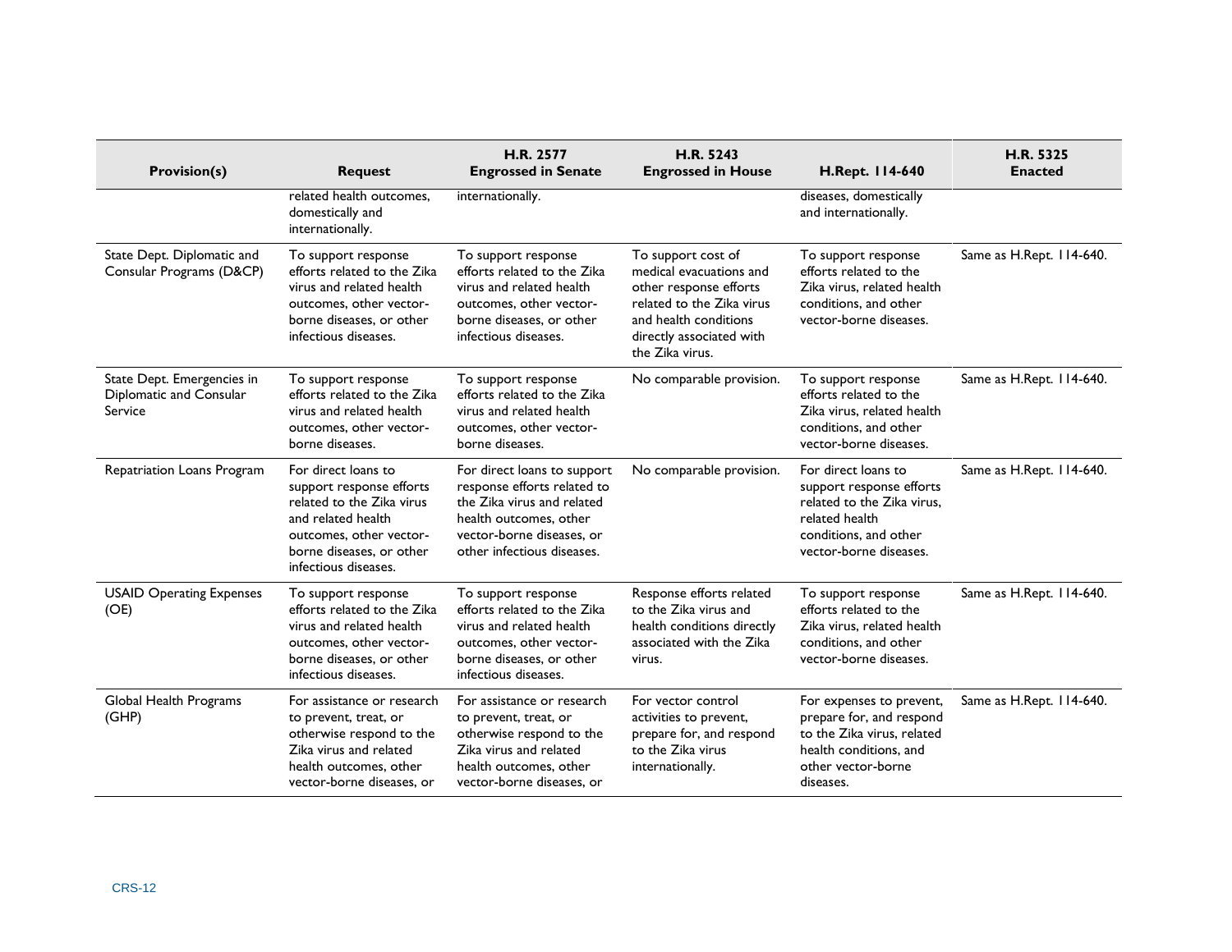| Provision(s) | Request | H.R. 2577 Engrossed in Senate | H.R. 5243 Engrossed in House | H.Rept. 114-640 | H.R. 5325 Enacted |
|---|---|---|---|---|---|
| | related health outcomes, domestically and internationally. | internationally. | | diseases, domestically and internationally. | |
| State Dept. Diplomatic and Consular Programs (D&CP) | To support response efforts related to the Zika virus and related health outcomes, other vector-borne diseases, or other infectious diseases. | To support response efforts related to the Zika virus and related health outcomes, other vector-borne diseases, or other infectious diseases. | To support cost of medical evacuations and other response efforts related to the Zika virus and health conditions directly associated with the Zika virus. | To support response efforts related to the Zika virus, related health conditions, and other vector-borne diseases. | Same as H.Rept. 114-640. |
| State Dept. Emergencies in Diplomatic and Consular Service | To support response efforts related to the Zika virus and related health outcomes, other vector-borne diseases. | To support response efforts related to the Zika virus and related health outcomes, other vector-borne diseases. | No comparable provision. | To support response efforts related to the Zika virus, related health conditions, and other vector-borne diseases. | Same as H.Rept. 114-640. |
| Repatriation Loans Program | For direct loans to support response efforts related to the Zika virus and related health outcomes, other vector-borne diseases, or other infectious diseases. | For direct loans to support response efforts related to the Zika virus and related health outcomes, other vector-borne diseases, or other infectious diseases. | No comparable provision. | For direct loans to support response efforts related to the Zika virus, related health conditions, and other vector-borne diseases. | Same as H.Rept. 114-640. |
| USAID Operating Expenses (OE) | To support response efforts related to the Zika virus and related health outcomes, other vector-borne diseases, or other infectious diseases. | To support response efforts related to the Zika virus and related health outcomes, other vector-borne diseases, or other infectious diseases. | Response efforts related to the Zika virus and health conditions directly associated with the Zika virus. | To support response efforts related to the Zika virus, related health conditions, and other vector-borne diseases. | Same as H.Rept. 114-640. |
| Global Health Programs (GHP) | For assistance or research to prevent, treat, or otherwise respond to the Zika virus and related health outcomes, other vector-borne diseases, or | For assistance or research to prevent, treat, or otherwise respond to the Zika virus and related health outcomes, other vector-borne diseases, or | For vector control activities to prevent, prepare for, and respond to the Zika virus internationally. | For expenses to prevent, prepare for, and respond to the Zika virus, related health conditions, and other vector-borne diseases. | Same as H.Rept. 114-640. |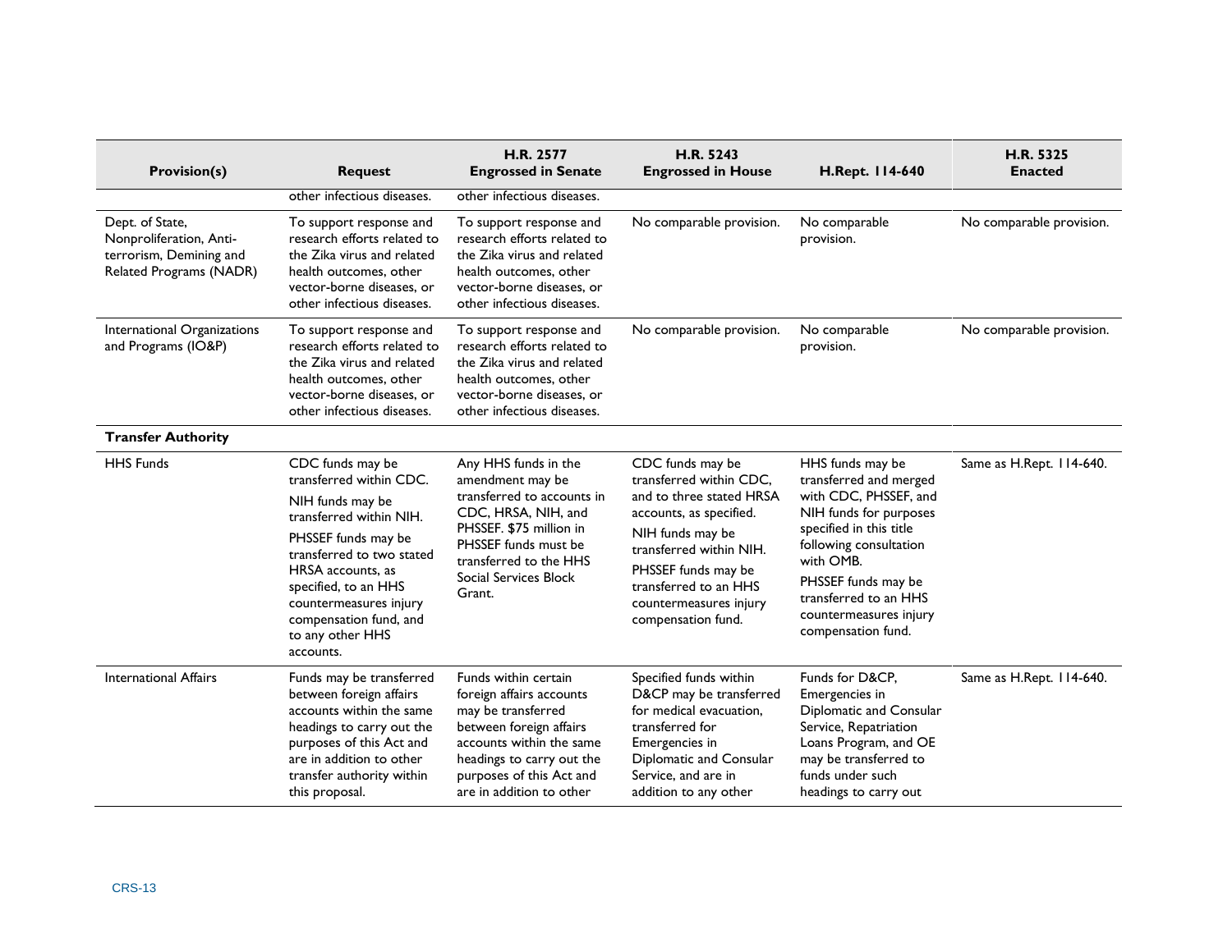| Provision(s) | Request | H.R. 2577 Engrossed in Senate | H.R. 5243 Engrossed in House | H.Rept. 114-640 | H.R. 5325 Enacted |
|---|---|---|---|---|---|
| | other infectious diseases. | other infectious diseases. | | | |
| Dept. of State, Nonproliferation, Anti-terrorism, Demining and Related Programs (NADR) | To support response and research efforts related to the Zika virus and related health outcomes, other vector-borne diseases, or other infectious diseases. | To support response and research efforts related to the Zika virus and related health outcomes, other vector-borne diseases, or other infectious diseases. | No comparable provision. | No comparable provision. | No comparable provision. |
| International Organizations and Programs (IO&P) | To support response and research efforts related to the Zika virus and related health outcomes, other vector-borne diseases, or other infectious diseases. | To support response and research efforts related to the Zika virus and related health outcomes, other vector-borne diseases, or other infectious diseases. | No comparable provision. | No comparable provision. | No comparable provision. |
| **Transfer Authority** | | | | | |
| HHS Funds | CDC funds may be transferred within CDC. NIH funds may be transferred within NIH. PHSSEF funds may be transferred to two stated HRSA accounts, as specified, to an HHS countermeasures injury compensation fund, and to any other HHS accounts. | Any HHS funds in the amendment may be transferred to accounts in CDC, HRSA, NIH, and PHSSEF. $75 million in PHSSEF funds must be transferred to the HHS Social Services Block Grant. | CDC funds may be transferred within CDC, and to three stated HRSA accounts, as specified. NIH funds may be transferred within NIH. PHSSEF funds may be transferred to an HHS countermeasures injury compensation fund. | HHS funds may be transferred and merged with CDC, PHSSEF, and NIH funds for purposes specified in this title following consultation with OMB. PHSSEF funds may be transferred to an HHS countermeasures injury compensation fund. | Same as H.Rept. 114-640. |
| International Affairs | Funds may be transferred between foreign affairs accounts within the same headings to carry out the purposes of this Act and are in addition to other transfer authority within this proposal. | Funds within certain foreign affairs accounts may be transferred between foreign affairs accounts within the same headings to carry out the purposes of this Act and are in addition to other | Specified funds within D&CP may be transferred for medical evacuation, transferred for Emergencies in Diplomatic and Consular Service, and are in addition to any other | Funds for D&CP, Emergencies in Diplomatic and Consular Service, Repatriation Loans Program, and OE may be transferred to funds under such headings to carry out | Same as H.Rept. 114-640. |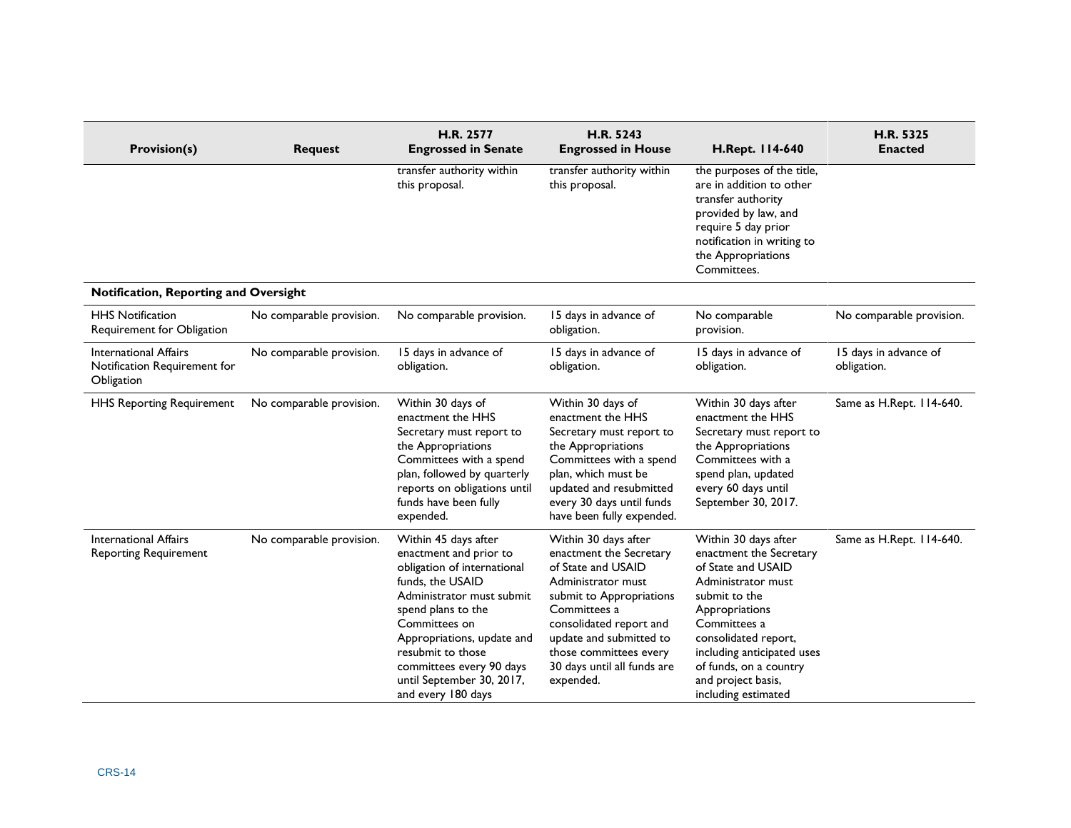| Provision(s) | Request | H.R. 2577 Engrossed in Senate | H.R. 5243 Engrossed in House | H.Rept. 114-640 | H.R. 5325 Enacted |
| --- | --- | --- | --- | --- | --- |
| | | transfer authority within this proposal. | transfer authority within this proposal. | the purposes of the title, are in addition to other transfer authority provided by law, and require 5 day prior notification in writing to the Appropriations Committees. | |
| **Notification, Reporting and Oversight** | | | | | |
| HHS Notification Requirement for Obligation | No comparable provision. | No comparable provision. | 15 days in advance of obligation. | No comparable provision. | No comparable provision. |
| International Affairs Notification Requirement for Obligation | No comparable provision. | 15 days in advance of obligation. | 15 days in advance of obligation. | 15 days in advance of obligation. | 15 days in advance of obligation. |
| HHS Reporting Requirement | No comparable provision. | Within 30 days of enactment the HHS Secretary must report to the Appropriations Committees with a spend plan, followed by quarterly reports on obligations until funds have been fully expended. | Within 30 days of enactment the HHS Secretary must report to the Appropriations Committees with a spend plan, which must be updated and resubmitted every 30 days until funds have been fully expended. | Within 30 days after enactment the HHS Secretary must report to the Appropriations Committees with a spend plan, updated every 60 days until September 30, 2017. | Same as H.Rept. 114-640. |
| International Affairs Reporting Requirement | No comparable provision. | Within 45 days after enactment and prior to obligation of international funds, the USAID Administrator must submit spend plans to the Committees on Appropriations, update and resubmit to those committees every 90 days until September 30, 2017, and every 180 days | Within 30 days after enactment the Secretary of State and USAID Administrator must submit to Appropriations Committees a consolidated report and update and submitted to those committees every 30 days until all funds are expended. | Within 30 days after enactment the Secretary of State and USAID Administrator must submit to the Appropriations Committees a consolidated report, including anticipated uses of funds, on a country and project basis, including estimated | Same as H.Rept. 114-640. |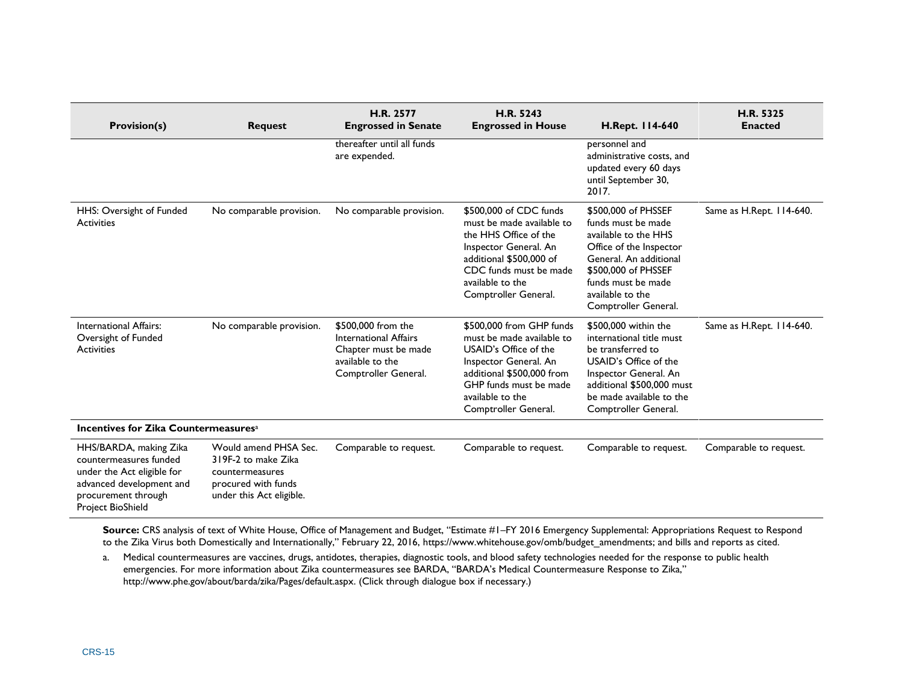| Provision(s) | Request | H.R. 2577 Engrossed in Senate | H.R. 5243 Engrossed in House | H.Rept. 114-640 | H.R. 5325 Enacted |
| --- | --- | --- | --- | --- | --- |
| | | thereafter until all funds are expended. | | personnel and administrative costs, and updated every 60 days until September 30, 2017. | |
| HHS: Oversight of Funded Activities | No comparable provision. | No comparable provision. | $500,000 of CDC funds must be made available to the HHS Office of the Inspector General. An additional $500,000 of CDC funds must be made available to the Comptroller General. | $500,000 of PHSSEF funds must be made available to the HHS Office of the Inspector General. An additional $500,000 of PHSSEF funds must be made available to the Comptroller General. | Same as H.Rept. 114-640. |
| International Affairs: Oversight of Funded Activities | No comparable provision. | $500,000 from the International Affairs Chapter must be made available to the Comptroller General. | $500,000 from GHP funds must be made available to USAID's Office of the Inspector General. An additional $500,000 from GHP funds must be made available to the Comptroller General. | $500,000 within the international title must be transferred to USAID's Office of the Inspector General. An additional $500,000 must be made available to the Comptroller General. | Same as H.Rept. 114-640. |
| **Incentives for Zika Countermeasures**[a] | | | | | |
| HHS/BARDA, making Zika countermeasures funded under the Act eligible for advanced development and procurement through Project BioShield | Would amend PHSA Sec. 319F-2 to make Zika countermeasures procured with funds under this Act eligible. | Comparable to request. | Comparable to request. | Comparable to request. | Comparable to request. |

**Source:** CRS analysis of text of White House, Office of Management and Budget, "Estimate #1–FY 2016 Emergency Supplemental: Appropriations Request to Respond to the Zika Virus both Domestically and Internationally," February 22, 2016, https://www.whitehouse.gov/omb/budget_amendments; and bills and reports as cited.

a. Medical countermeasures are vaccines, drugs, antidotes, therapies, diagnostic tools, and blood safety technologies needed for the response to public health emergencies. For more information about Zika countermeasures see BARDA, "BARDA's Medical Countermeasure Response to Zika," http://www.phe.gov/about/barda/zika/Pages/default.aspx. (Click through dialogue box if necessary.)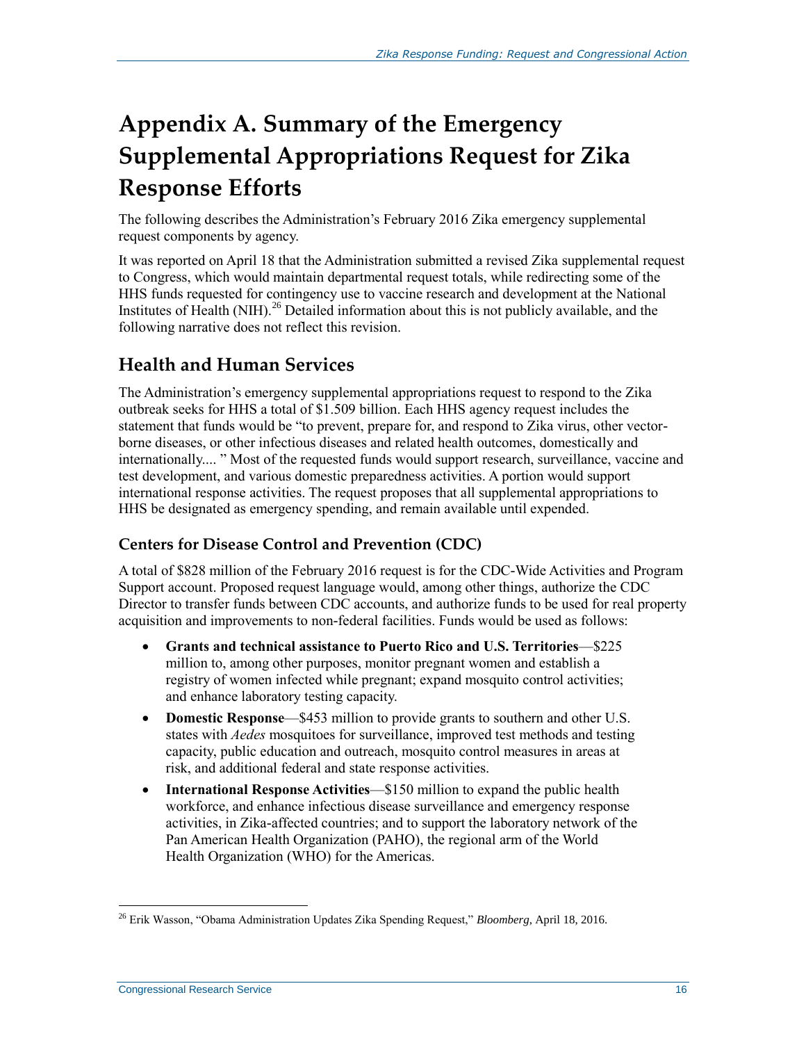# Appendix A. Summary of the Emergency Supplemental Appropriations Request for Zika Response Efforts

The following describes the Administration's February 2016 Zika emergency supplemental request components by agency.

It was reported on April 18 that the Administration submitted a revised Zika supplemental request to Congress, which would maintain departmental request totals, while redirecting some of the HHS funds requested for contingency use to vaccine research and development at the National Institutes of Health (NIH).[26] Detailed information about this is not publicly available, and the following narrative does not reflect this revision.

## Health and Human Services

The Administration's emergency supplemental appropriations request to respond to the Zika outbreak seeks for HHS a total of $1.509 billion. Each HHS agency request includes the statement that funds would be "to prevent, prepare for, and respond to Zika virus, other vector-borne diseases, or other infectious diseases and related health outcomes, domestically and internationally.... " Most of the requested funds would support research, surveillance, vaccine and test development, and various domestic preparedness activities. A portion would support international response activities. The request proposes that all supplemental appropriations to HHS be designated as emergency spending, and remain available until expended.

### Centers for Disease Control and Prevention (CDC)

A total of $828 million of the February 2016 request is for the CDC-Wide Activities and Program Support account. Proposed request language would, among other things, authorize the CDC Director to transfer funds between CDC accounts, and authorize funds to be used for real property acquisition and improvements to non-federal facilities. Funds would be used as follows:

- **Grants and technical assistance to Puerto Rico and U.S. Territories**—$225 million to, among other purposes, monitor pregnant women and establish a registry of women infected while pregnant; expand mosquito control activities; and enhance laboratory testing capacity.
- **Domestic Response**—$453 million to provide grants to southern and other U.S. states with *Aedes* mosquitoes for surveillance, improved test methods and testing capacity, public education and outreach, mosquito control measures in areas at risk, and additional federal and state response activities.
- **International Response Activities**—$150 million to expand the public health workforce, and enhance infectious disease surveillance and emergency response activities, in Zika-affected countries; and to support the laboratory network of the Pan American Health Organization (PAHO), the regional arm of the World Health Organization (WHO) for the Americas.

[26] Erik Wasson, "Obama Administration Updates Zika Spending Request," *Bloomberg*, April 18, 2016.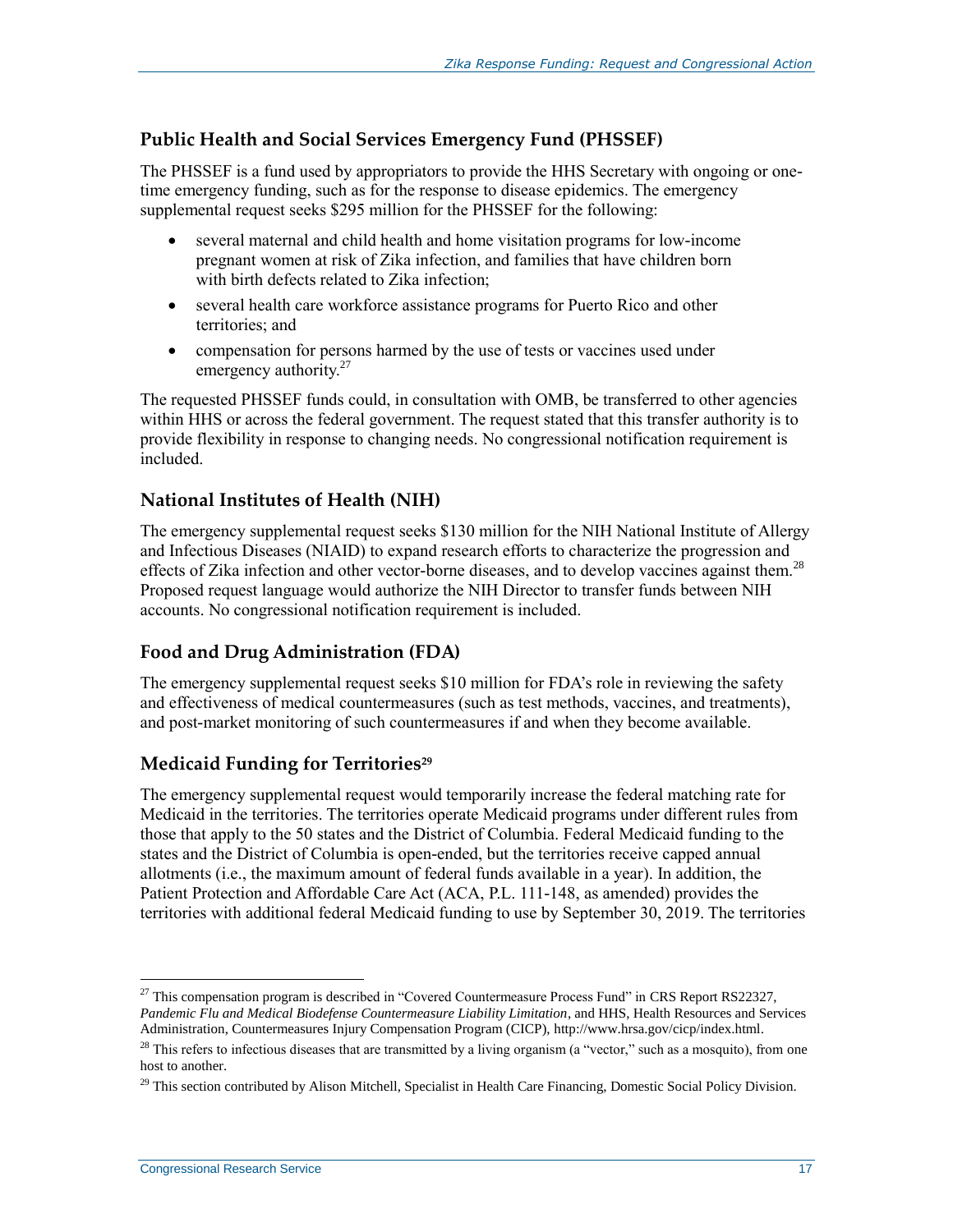## Public Health and Social Services Emergency Fund (PHSSEF)

The PHSSEF is a fund used by appropriators to provide the HHS Secretary with ongoing or one-time emergency funding, such as for the response to disease epidemics. The emergency supplemental request seeks $295 million for the PHSSEF for the following:

- several maternal and child health and home visitation programs for low-income pregnant women at risk of Zika infection, and families that have children born with birth defects related to Zika infection;
- several health care workforce assistance programs for Puerto Rico and other territories; and
- compensation for persons harmed by the use of tests or vaccines used under emergency authority.[27]

The requested PHSSEF funds could, in consultation with OMB, be transferred to other agencies within HHS or across the federal government. The request stated that this transfer authority is to provide flexibility in response to changing needs. No congressional notification requirement is included.

## National Institutes of Health (NIH)

The emergency supplemental request seeks $130 million for the NIH National Institute of Allergy and Infectious Diseases (NIAID) to expand research efforts to characterize the progression and effects of Zika infection and other vector-borne diseases, and to develop vaccines against them.[28] Proposed request language would authorize the NIH Director to transfer funds between NIH accounts. No congressional notification requirement is included.

## Food and Drug Administration (FDA)

The emergency supplemental request seeks $10 million for FDA's role in reviewing the safety and effectiveness of medical countermeasures (such as test methods, vaccines, and treatments), and post-market monitoring of such countermeasures if and when they become available.

## Medicaid Funding for Territories[29]

The emergency supplemental request would temporarily increase the federal matching rate for Medicaid in the territories. The territories operate Medicaid programs under different rules from those that apply to the 50 states and the District of Columbia. Federal Medicaid funding to the states and the District of Columbia is open-ended, but the territories receive capped annual allotments (i.e., the maximum amount of federal funds available in a year). In addition, the Patient Protection and Affordable Care Act (ACA, P.L. 111-148, as amended) provides the territories with additional federal Medicaid funding to use by September 30, 2019. The territories

---

[27] This compensation program is described in "Covered Countermeasure Process Fund" in CRS Report RS22327, *Pandemic Flu and Medical Biodefense Countermeasure Liability Limitation*, and HHS, Health Resources and Services Administration, Countermeasures Injury Compensation Program (CICP), http://www.hrsa.gov/cicp/index.html.

[28] This refers to infectious diseases that are transmitted by a living organism (a "vector," such as a mosquito), from one host to another.

[29] This section contributed by Alison Mitchell, Specialist in Health Care Financing, Domestic Social Policy Division.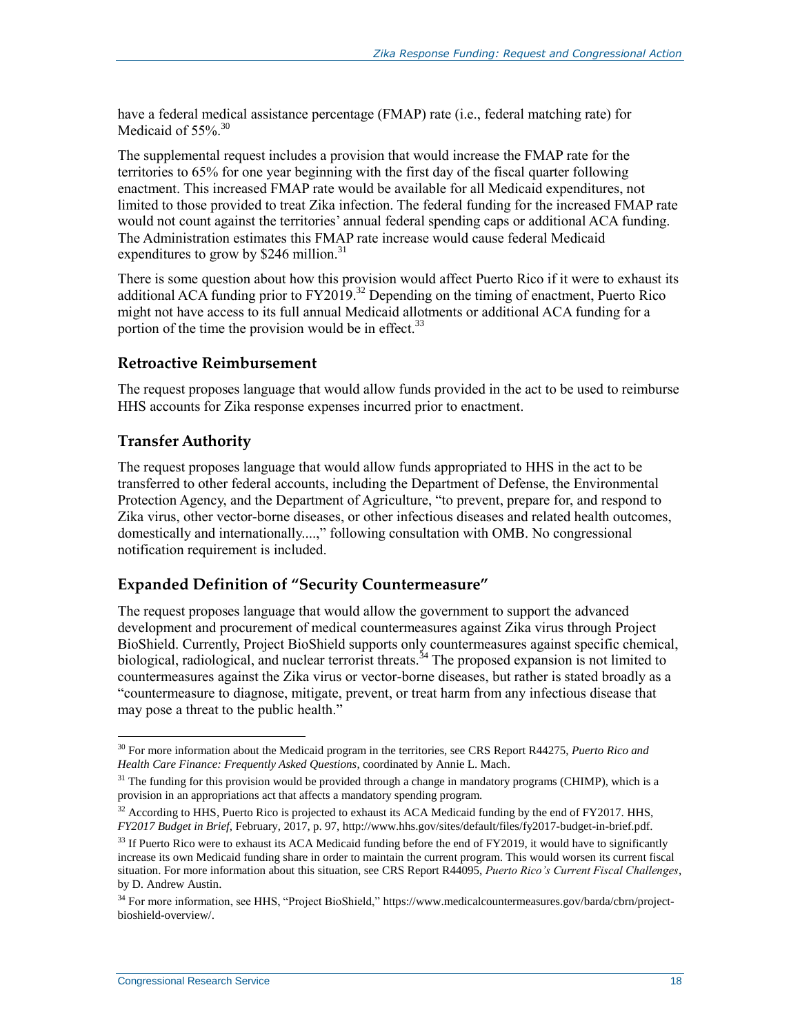have a federal medical assistance percentage (FMAP) rate (i.e., federal matching rate) for Medicaid of 55%.[30]

The supplemental request includes a provision that would increase the FMAP rate for the territories to 65% for one year beginning with the first day of the fiscal quarter following enactment. This increased FMAP rate would be available for all Medicaid expenditures, not limited to those provided to treat Zika infection. The federal funding for the increased FMAP rate would not count against the territories' annual federal spending caps or additional ACA funding. The Administration estimates this FMAP rate increase would cause federal Medicaid expenditures to grow by $246 million.[31]

There is some question about how this provision would affect Puerto Rico if it were to exhaust its additional ACA funding prior to FY2019.[32] Depending on the timing of enactment, Puerto Rico might not have access to its full annual Medicaid allotments or additional ACA funding for a portion of the time the provision would be in effect.[33]

### Retroactive Reimbursement

The request proposes language that would allow funds provided in the act to be used to reimburse HHS accounts for Zika response expenses incurred prior to enactment.

### Transfer Authority

The request proposes language that would allow funds appropriated to HHS in the act to be transferred to other federal accounts, including the Department of Defense, the Environmental Protection Agency, and the Department of Agriculture, "to prevent, prepare for, and respond to Zika virus, other vector-borne diseases, or other infectious diseases and related health outcomes, domestically and internationally....," following consultation with OMB. No congressional notification requirement is included.

### Expanded Definition of "Security Countermeasure"

The request proposes language that would allow the government to support the advanced development and procurement of medical countermeasures against Zika virus through Project BioShield. Currently, Project BioShield supports only countermeasures against specific chemical, biological, radiological, and nuclear terrorist threats.[34] The proposed expansion is not limited to countermeasures against the Zika virus or vector-borne diseases, but rather is stated broadly as a "countermeasure to diagnose, mitigate, prevent, or treat harm from any infectious disease that may pose a threat to the public health."

---

[30] For more information about the Medicaid program in the territories, see CRS Report R44275, *Puerto Rico and Health Care Finance: Frequently Asked Questions*, coordinated by Annie L. Mach.

[31] The funding for this provision would be provided through a change in mandatory programs (CHIMP), which is a provision in an appropriations act that affects a mandatory spending program.

[32] According to HHS, Puerto Rico is projected to exhaust its ACA Medicaid funding by the end of FY2017. HHS, *FY2017 Budget in Brief*, February, 2017, p. 97, http://www.hhs.gov/sites/default/files/fy2017-budget-in-brief.pdf.

[33] If Puerto Rico were to exhaust its ACA Medicaid funding before the end of FY2019, it would have to significantly increase its own Medicaid funding share in order to maintain the current program. This would worsen its current fiscal situation. For more information about this situation, see CRS Report R44095, *Puerto Rico's Current Fiscal Challenges*, by D. Andrew Austin.

[34] For more information, see HHS, "Project BioShield," https://www.medicalcountermeasures.gov/barda/cbrn/project-bioshield-overview/.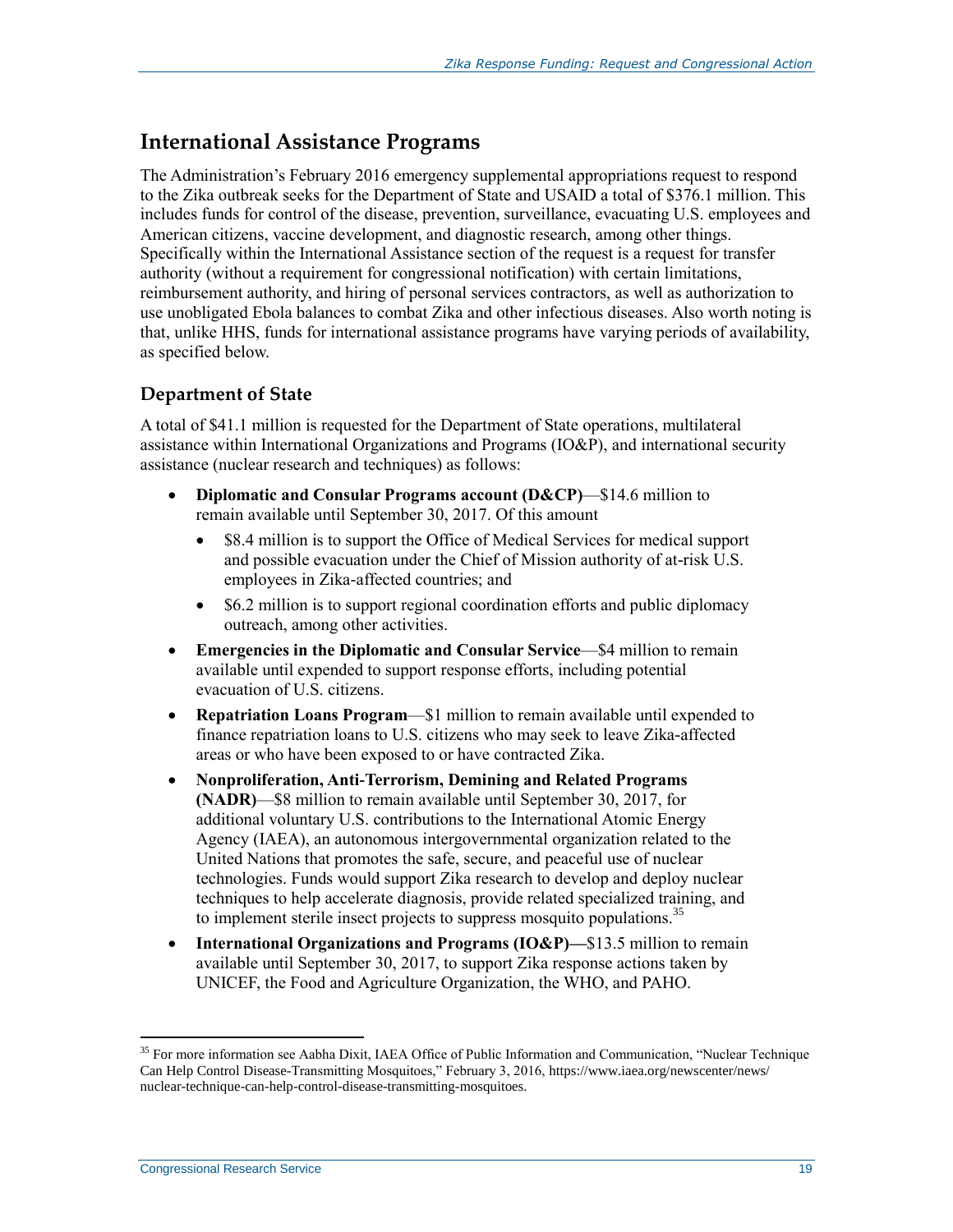## International Assistance Programs

The Administration's February 2016 emergency supplemental appropriations request to respond to the Zika outbreak seeks for the Department of State and USAID a total of $376.1 million. This includes funds for control of the disease, prevention, surveillance, evacuating U.S. employees and American citizens, vaccine development, and diagnostic research, among other things. Specifically within the International Assistance section of the request is a request for transfer authority (without a requirement for congressional notification) with certain limitations, reimbursement authority, and hiring of personal services contractors, as well as authorization to use unobligated Ebola balances to combat Zika and other infectious diseases. Also worth noting is that, unlike HHS, funds for international assistance programs have varying periods of availability, as specified below.

### Department of State

A total of $41.1 million is requested for the Department of State operations, multilateral assistance within International Organizations and Programs (IO&P), and international security assistance (nuclear research and techniques) as follows:

- **Diplomatic and Consular Programs account (D&CP)**—$14.6 million to remain available until September 30, 2017. Of this amount
  - $8.4 million is to support the Office of Medical Services for medical support and possible evacuation under the Chief of Mission authority of at-risk U.S. employees in Zika-affected countries; and
  - $6.2 million is to support regional coordination efforts and public diplomacy outreach, among other activities.
- **Emergencies in the Diplomatic and Consular Service**—$4 million to remain available until expended to support response efforts, including potential evacuation of U.S. citizens.
- **Repatriation Loans Program**—$1 million to remain available until expended to finance repatriation loans to U.S. citizens who may seek to leave Zika-affected areas or who have been exposed to or have contracted Zika.
- **Nonproliferation, Anti-Terrorism, Demining and Related Programs (NADR)**—$8 million to remain available until September 30, 2017, for additional voluntary U.S. contributions to the International Atomic Energy Agency (IAEA), an autonomous intergovernmental organization related to the United Nations that promotes the safe, secure, and peaceful use of nuclear technologies. Funds would support Zika research to develop and deploy nuclear techniques to help accelerate diagnosis, provide related specialized training, and to implement sterile insect projects to suppress mosquito populations.[35]
- **International Organizations and Programs (IO&P)—**$13.5 million to remain available until September 30, 2017, to support Zika response actions taken by UNICEF, the Food and Agriculture Organization, the WHO, and PAHO.

[35] For more information see Aabha Dixit, IAEA Office of Public Information and Communication, "Nuclear Technique Can Help Control Disease-Transmitting Mosquitoes," February 3, 2016, https://www.iaea.org/newscenter/news/nuclear-technique-can-help-control-disease-transmitting-mosquitoes.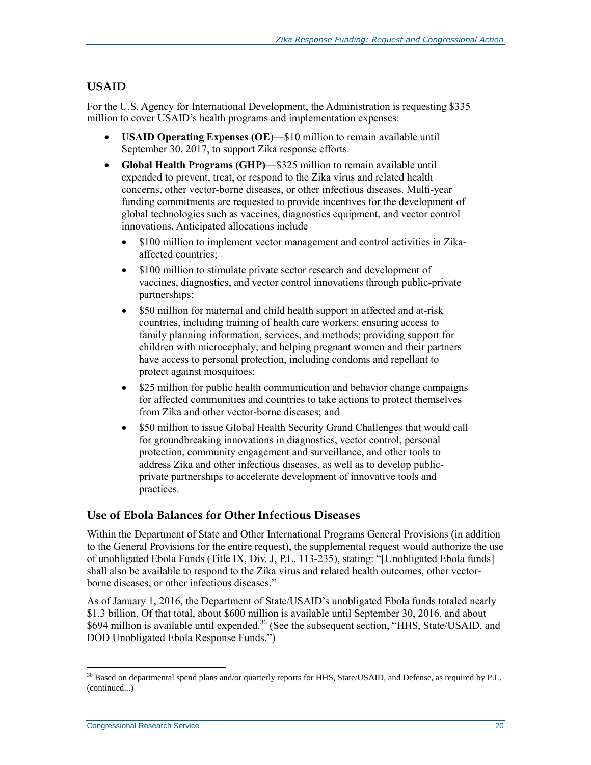## USAID

For the U.S. Agency for International Development, the Administration is requesting $335 million to cover USAID's health programs and implementation expenses:

- **USAID Operating Expenses (OE)**—$10 million to remain available until September 30, 2017, to support Zika response efforts.
- **Global Health Programs (GHP)**—$325 million to remain available until expended to prevent, treat, or respond to the Zika virus and related health concerns, other vector-borne diseases, or other infectious diseases. Multi-year funding commitments are requested to provide incentives for the development of global technologies such as vaccines, diagnostics equipment, and vector control innovations. Anticipated allocations include
  - $100 million to implement vector management and control activities in Zika-affected countries;
  - $100 million to stimulate private sector research and development of vaccines, diagnostics, and vector control innovations through public-private partnerships;
  - $50 million for maternal and child health support in affected and at-risk countries, including training of health care workers; ensuring access to family planning information, services, and methods; providing support for children with microcephaly; and helping pregnant women and their partners have access to personal protection, including condoms and repellant to protect against mosquitoes;
  - $25 million for public health communication and behavior change campaigns for affected communities and countries to take actions to protect themselves from Zika and other vector-borne diseases; and
  - $50 million to issue Global Health Security Grand Challenges that would call for groundbreaking innovations in diagnostics, vector control, personal protection, community engagement and surveillance, and other tools to address Zika and other infectious diseases, as well as to develop public-private partnerships to accelerate development of innovative tools and practices.

### Use of Ebola Balances for Other Infectious Diseases

Within the Department of State and Other International Programs General Provisions (in addition to the General Provisions for the entire request), the supplemental request would authorize the use of unobligated Ebola Funds (Title IX, Div. J, P.L. 113-235), stating: "[Unobligated Ebola funds] shall also be available to respond to the Zika virus and related health outcomes, other vector-borne diseases, or other infectious diseases."

As of January 1, 2016, the Department of State/USAID's unobligated Ebola funds totaled nearly $1.3 billion. Of that total, about $600 million is available until September 30, 2016, and about $694 million is available until expended.[36] (See the subsequent section, "HHS, State/USAID, and DOD Unobligated Ebola Response Funds.")

---

[36] Based on departmental spend plans and/or quarterly reports for HHS, State/USAID, and Defense, as required by P.L. (continued...)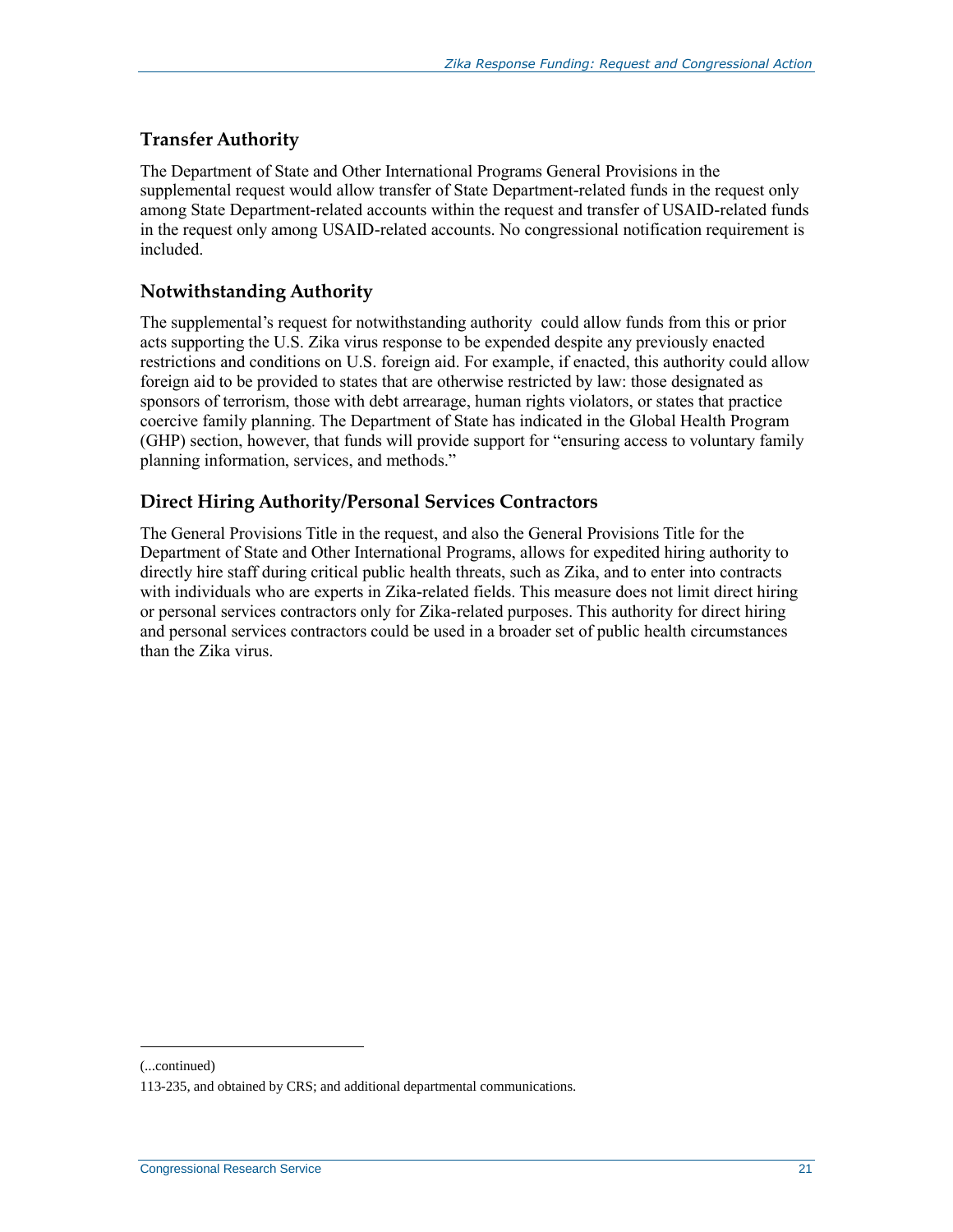### Transfer Authority

The Department of State and Other International Programs General Provisions in the supplemental request would allow transfer of State Department-related funds in the request only among State Department-related accounts within the request and transfer of USAID-related funds in the request only among USAID-related accounts. No congressional notification requirement is included.

### Notwithstanding Authority

The supplemental's request for notwithstanding authority could allow funds from this or prior acts supporting the U.S. Zika virus response to be expended despite any previously enacted restrictions and conditions on U.S. foreign aid. For example, if enacted, this authority could allow foreign aid to be provided to states that are otherwise restricted by law: those designated as sponsors of terrorism, those with debt arrearage, human rights violators, or states that practice coercive family planning. The Department of State has indicated in the Global Health Program (GHP) section, however, that funds will provide support for "ensuring access to voluntary family planning information, services, and methods."

### Direct Hiring Authority/Personal Services Contractors

The General Provisions Title in the request, and also the General Provisions Title for the Department of State and Other International Programs, allows for expedited hiring authority to directly hire staff during critical public health threats, such as Zika, and to enter into contracts with individuals who are experts in Zika-related fields. This measure does not limit direct hiring or personal services contractors only for Zika-related purposes. This authority for direct hiring and personal services contractors could be used in a broader set of public health circumstances than the Zika virus.

---

(...continued)

113-235, and obtained by CRS; and additional departmental communications.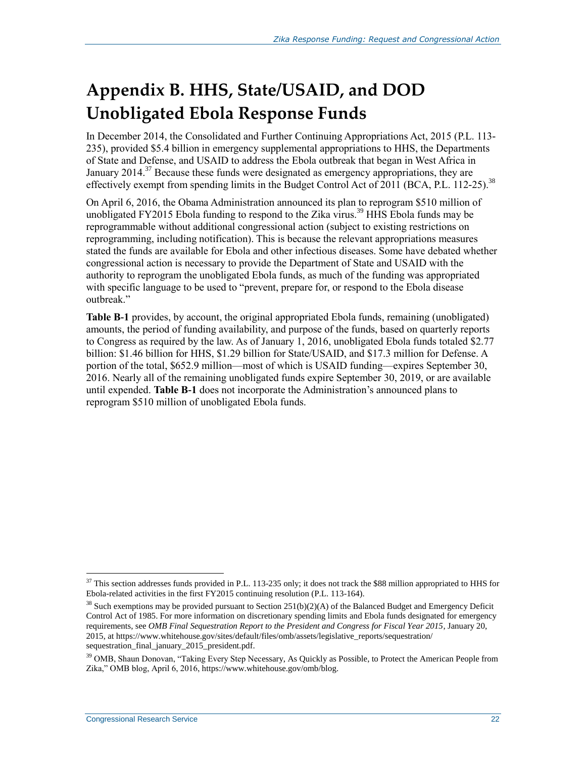# Appendix B. HHS, State/USAID, and DOD Unobligated Ebola Response Funds

In December 2014, the Consolidated and Further Continuing Appropriations Act, 2015 (P.L. 113-235), provided $5.4 billion in emergency supplemental appropriations to HHS, the Departments of State and Defense, and USAID to address the Ebola outbreak that began in West Africa in January 2014.[37] Because these funds were designated as emergency appropriations, they are effectively exempt from spending limits in the Budget Control Act of 2011 (BCA, P.L. 112-25).[38]

On April 6, 2016, the Obama Administration announced its plan to reprogram $510 million of unobligated FY2015 Ebola funding to respond to the Zika virus.[39] HHS Ebola funds may be reprogrammable without additional congressional action (subject to existing restrictions on reprogramming, including notification). This is because the relevant appropriations measures stated the funds are available for Ebola and other infectious diseases. Some have debated whether congressional action is necessary to provide the Department of State and USAID with the authority to reprogram the unobligated Ebola funds, as much of the funding was appropriated with specific language to be used to "prevent, prepare for, or respond to the Ebola disease outbreak."

**Table B-1** provides, by account, the original appropriated Ebola funds, remaining (unobligated) amounts, the period of funding availability, and purpose of the funds, based on quarterly reports to Congress as required by the law. As of January 1, 2016, unobligated Ebola funds totaled $2.77 billion: $1.46 billion for HHS, $1.29 billion for State/USAID, and $17.3 million for Defense. A portion of the total, $652.9 million—most of which is USAID funding—expires September 30, 2016. Nearly all of the remaining unobligated funds expire September 30, 2019, or are available until expended. **Table B-1** does not incorporate the Administration's announced plans to reprogram $510 million of unobligated Ebola funds.

---

[37] This section addresses funds provided in P.L. 113-235 only; it does not track the $88 million appropriated to HHS for Ebola-related activities in the first FY2015 continuing resolution (P.L. 113-164).

[38] Such exemptions may be provided pursuant to Section 251(b)(2)(A) of the Balanced Budget and Emergency Deficit Control Act of 1985. For more information on discretionary spending limits and Ebola funds designated for emergency requirements, see *OMB Final Sequestration Report to the President and Congress for Fiscal Year 2015*, January 20, 2015, at https://www.whitehouse.gov/sites/default/files/omb/assets/legislative_reports/sequestration/sequestration_final_january_2015_president.pdf.

[39] OMB, Shaun Donovan, "Taking Every Step Necessary, As Quickly as Possible, to Protect the American People from Zika," OMB blog, April 6, 2016, https://www.whitehouse.gov/omb/blog.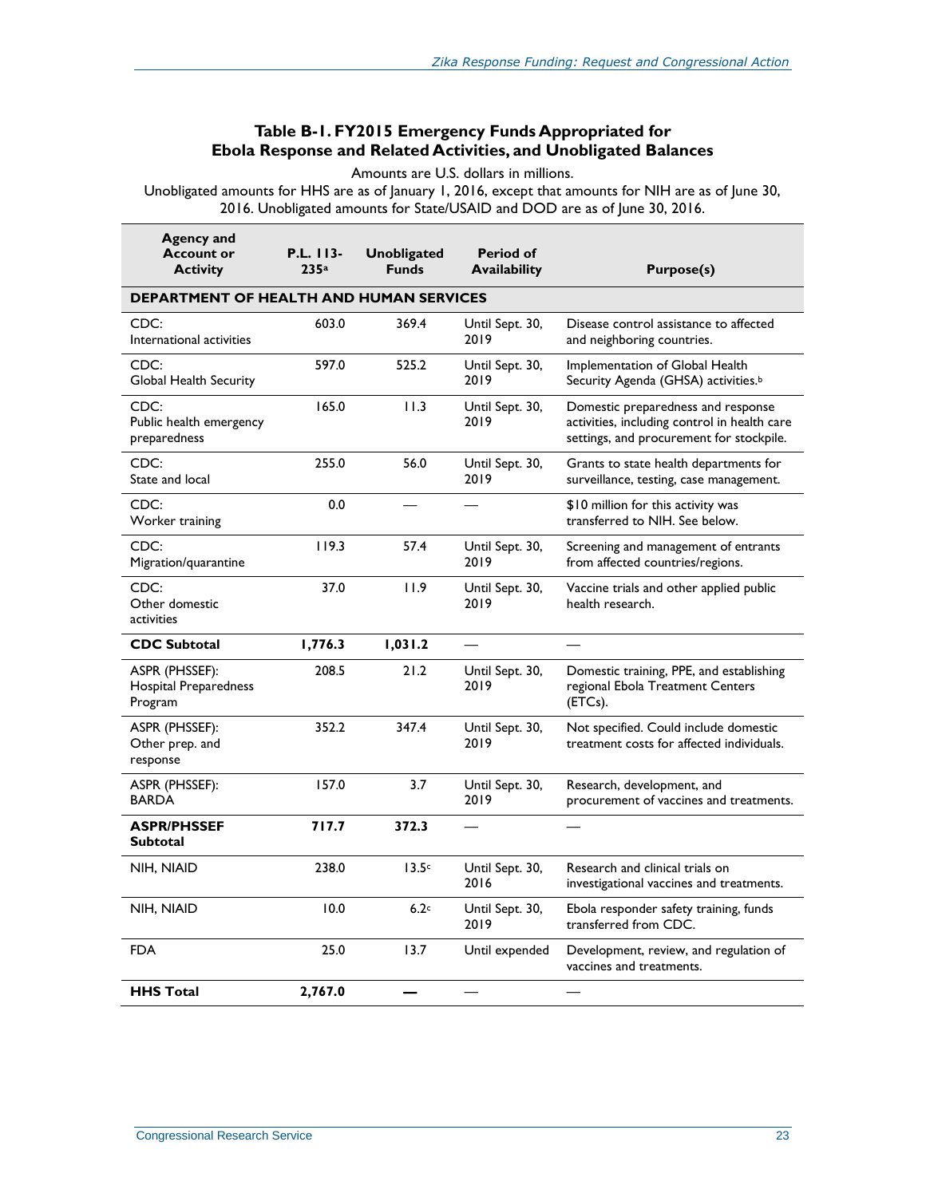**Table B-1. FY2015 Emergency Funds Appropriated for Ebola Response and Related Activities, and Unobligated Balances**

Amounts are U.S. dollars in millions.
Unobligated amounts for HHS are as of January 1, 2016, except that amounts for NIH are as of June 30, 2016. Unobligated amounts for State/USAID and DOD are as of June 30, 2016.

| Agency and Account or Activity | P.L. 113-235[a] | Unobligated Funds | Period of Availability | Purpose(s) |
|---|---|---|---|---|
| **DEPARTMENT OF HEALTH AND HUMAN SERVICES** | | | | |
| CDC: International activities | 603.0 | 369.4 | Until Sept. 30, 2019 | Disease control assistance to affected and neighboring countries. |
| CDC: Global Health Security | 597.0 | 525.2 | Until Sept. 30, 2019 | Implementation of Global Health Security Agenda (GHSA) activities.[b] |
| CDC: Public health emergency preparedness | 165.0 | 11.3 | Until Sept. 30, 2019 | Domestic preparedness and response activities, including control in health care settings, and procurement for stockpile. |
| CDC: State and local | 255.0 | 56.0 | Until Sept. 30, 2019 | Grants to state health departments for surveillance, testing, case management. |
| CDC: Worker training | 0.0 | — | — | $10 million for this activity was transferred to NIH. See below. |
| CDC: Migration/quarantine | 119.3 | 57.4 | Until Sept. 30, 2019 | Screening and management of entrants from affected countries/regions. |
| CDC: Other domestic activities | 37.0 | 11.9 | Until Sept. 30, 2019 | Vaccine trials and other applied public health research. |
| **CDC Subtotal** | **1,776.3** | **1,031.2** | — | — |
| ASPR (PHSSEF): Hospital Preparedness Program | 208.5 | 21.2 | Until Sept. 30, 2019 | Domestic training, PPE, and establishing regional Ebola Treatment Centers (ETCs). |
| ASPR (PHSSEF): Other prep. and response | 352.2 | 347.4 | Until Sept. 30, 2019 | Not specified. Could include domestic treatment costs for affected individuals. |
| ASPR (PHSSEF): BARDA | 157.0 | 3.7 | Until Sept. 30, 2019 | Research, development, and procurement of vaccines and treatments. |
| **ASPR/PHSSEF Subtotal** | **717.7** | **372.3** | — | — |
| NIH, NIAID | 238.0 | 13.5[c] | Until Sept. 30, 2016 | Research and clinical trials on investigational vaccines and treatments. |
| NIH, NIAID | 10.0 | 6.2[c] | Until Sept. 30, 2019 | Ebola responder safety training, funds transferred from CDC. |
| FDA | 25.0 | 13.7 | Until expended | Development, review, and regulation of vaccines and treatments. |
| **HHS Total** | **2,767.0** | **—** | — | — |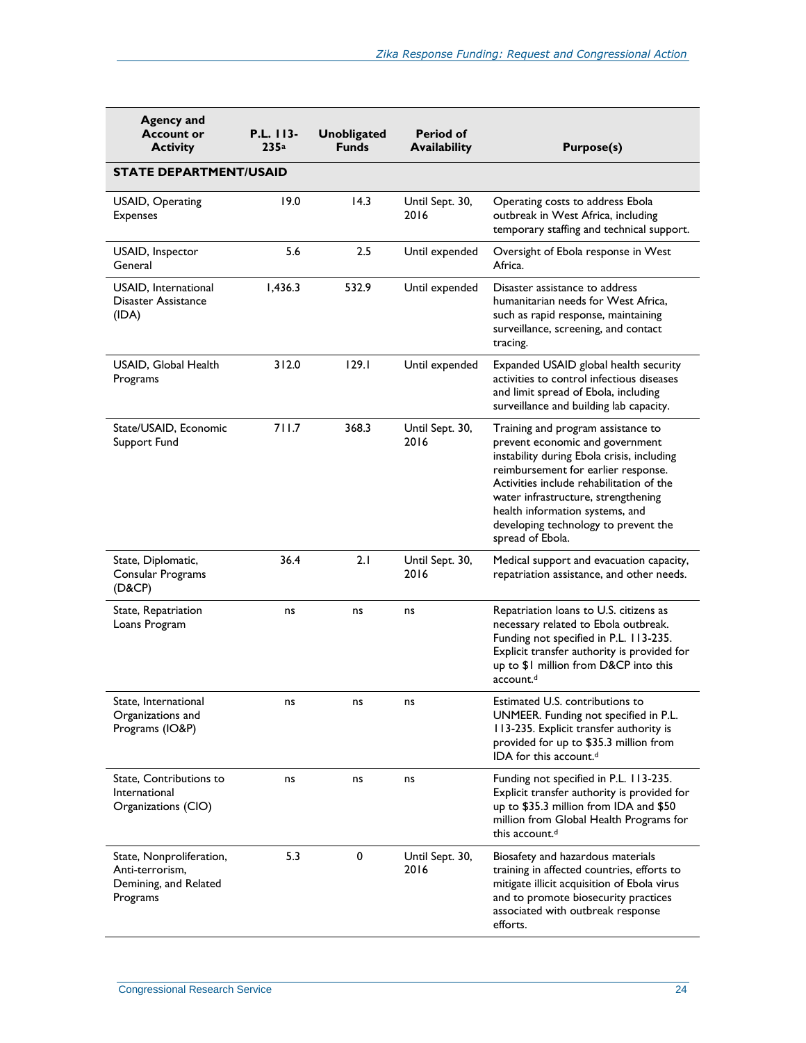| Agency and Account or Activity | P.L. 113-235[a] | Unobligated Funds | Period of Availability | Purpose(s) |
|---|---|---|---|---|
| **STATE DEPARTMENT/USAID** | | | | |
| USAID, Operating Expenses | 19.0 | 14.3 | Until Sept. 30, 2016 | Operating costs to address Ebola outbreak in West Africa, including temporary staffing and technical support. |
| USAID, Inspector General | 5.6 | 2.5 | Until expended | Oversight of Ebola response in West Africa. |
| USAID, International Disaster Assistance (IDA) | 1,436.3 | 532.9 | Until expended | Disaster assistance to address humanitarian needs for West Africa, such as rapid response, maintaining surveillance, screening, and contact tracing. |
| USAID, Global Health Programs | 312.0 | 129.1 | Until expended | Expanded USAID global health security activities to control infectious diseases and limit spread of Ebola, including surveillance and building lab capacity. |
| State/USAID, Economic Support Fund | 711.7 | 368.3 | Until Sept. 30, 2016 | Training and program assistance to prevent economic and government instability during Ebola crisis, including reimbursement for earlier response. Activities include rehabilitation of the water infrastructure, strengthening health information systems, and developing technology to prevent the spread of Ebola. |
| State, Diplomatic, Consular Programs (D&CP) | 36.4 | 2.1 | Until Sept. 30, 2016 | Medical support and evacuation capacity, repatriation assistance, and other needs. |
| State, Repatriation Loans Program | ns | ns | ns | Repatriation loans to U.S. citizens as necessary related to Ebola outbreak. Funding not specified in P.L. 113-235. Explicit transfer authority is provided for up to $1 million from D&CP into this account.[d] |
| State, International Organizations and Programs (IO&P) | ns | ns | ns | Estimated U.S. contributions to UNMEER. Funding not specified in P.L. 113-235. Explicit transfer authority is provided for up to $35.3 million from IDA for this account.[d] |
| State, Contributions to International Organizations (CIO) | ns | ns | ns | Funding not specified in P.L. 113-235. Explicit transfer authority is provided for up to $35.3 million from IDA and $50 million from Global Health Programs for this account.[d] |
| State, Nonproliferation, Anti-terrorism, Demining, and Related Programs | 5.3 | 0 | Until Sept. 30, 2016 | Biosafety and hazardous materials training in affected countries, efforts to mitigate illicit acquisition of Ebola virus and to promote biosecurity practices associated with outbreak response efforts. |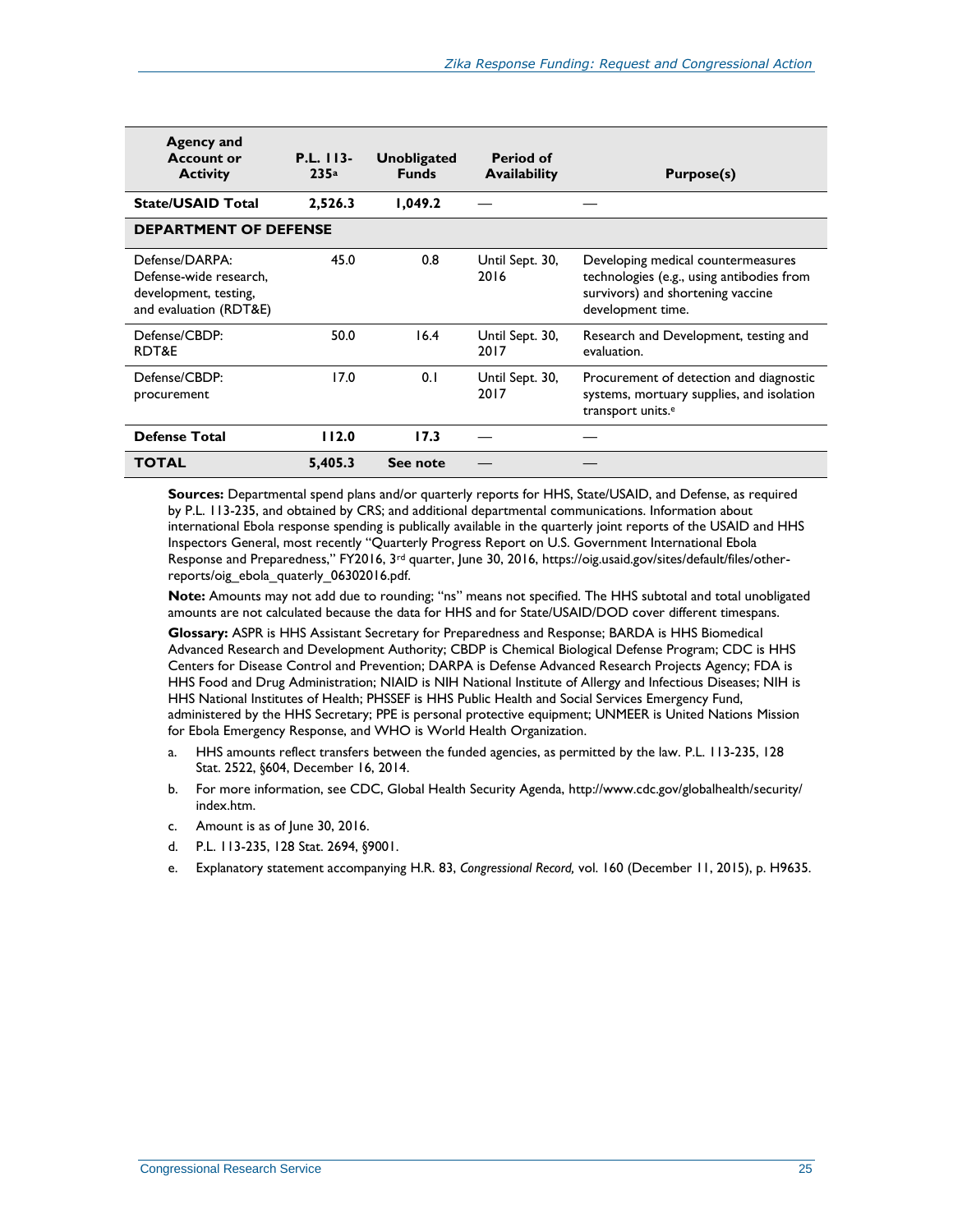| Agency and Account or Activity | P.L. 113-235[a] | Unobligated Funds | Period of Availability | Purpose(s) |
| --- | --- | --- | --- | --- |
| **State/USAID Total** | **2,526.3** | **1,049.2** | — | — |
| **DEPARTMENT OF DEFENSE** | | | | |
| Defense/DARPA: Defense-wide research, development, testing, and evaluation (RDT&E) | 45.0 | 0.8 | Until Sept. 30, 2016 | Developing medical countermeasures technologies (e.g., using antibodies from survivors) and shortening vaccine development time. |
| Defense/CBDP: RDT&E | 50.0 | 16.4 | Until Sept. 30, 2017 | Research and Development, testing and evaluation. |
| Defense/CBDP: procurement | 17.0 | 0.1 | Until Sept. 30, 2017 | Procurement of detection and diagnostic systems, mortuary supplies, and isolation transport units.[e] |
| **Defense Total** | **112.0** | **17.3** | — | — |
| **TOTAL** | **5,405.3** | **See note** | — | — |

**Sources:** Departmental spend plans and/or quarterly reports for HHS, State/USAID, and Defense, as required by P.L. 113-235, and obtained by CRS; and additional departmental communications. Information about international Ebola response spending is publically available in the quarterly joint reports of the USAID and HHS Inspectors General, most recently "Quarterly Progress Report on U.S. Government International Ebola Response and Preparedness," FY2016, 3rd quarter, June 30, 2016, https://oig.usaid.gov/sites/default/files/other-reports/oig_ebola_quaterly_06302016.pdf.

**Note:** Amounts may not add due to rounding; "ns" means not specified. The HHS subtotal and total unobligated amounts are not calculated because the data for HHS and for State/USAID/DOD cover different timespans.

**Glossary:** ASPR is HHS Assistant Secretary for Preparedness and Response; BARDA is HHS Biomedical Advanced Research and Development Authority; CBDP is Chemical Biological Defense Program; CDC is HHS Centers for Disease Control and Prevention; DARPA is Defense Advanced Research Projects Agency; FDA is HHS Food and Drug Administration; NIAID is NIH National Institute of Allergy and Infectious Diseases; NIH is HHS National Institutes of Health; PHSSEF is HHS Public Health and Social Services Emergency Fund, administered by the HHS Secretary; PPE is personal protective equipment; UNMEER is United Nations Mission for Ebola Emergency Response, and WHO is World Health Organization.

a. HHS amounts reflect transfers between the funded agencies, as permitted by the law. P.L. 113-235, 128 Stat. 2522, §604, December 16, 2014.

b. For more information, see CDC, Global Health Security Agenda, http://www.cdc.gov/globalhealth/security/index.htm.

c. Amount is as of June 30, 2016.

d. P.L. 113-235, 128 Stat. 2694, §9001.

e. Explanatory statement accompanying H.R. 83, *Congressional Record,* vol. 160 (December 11, 2015), p. H9635.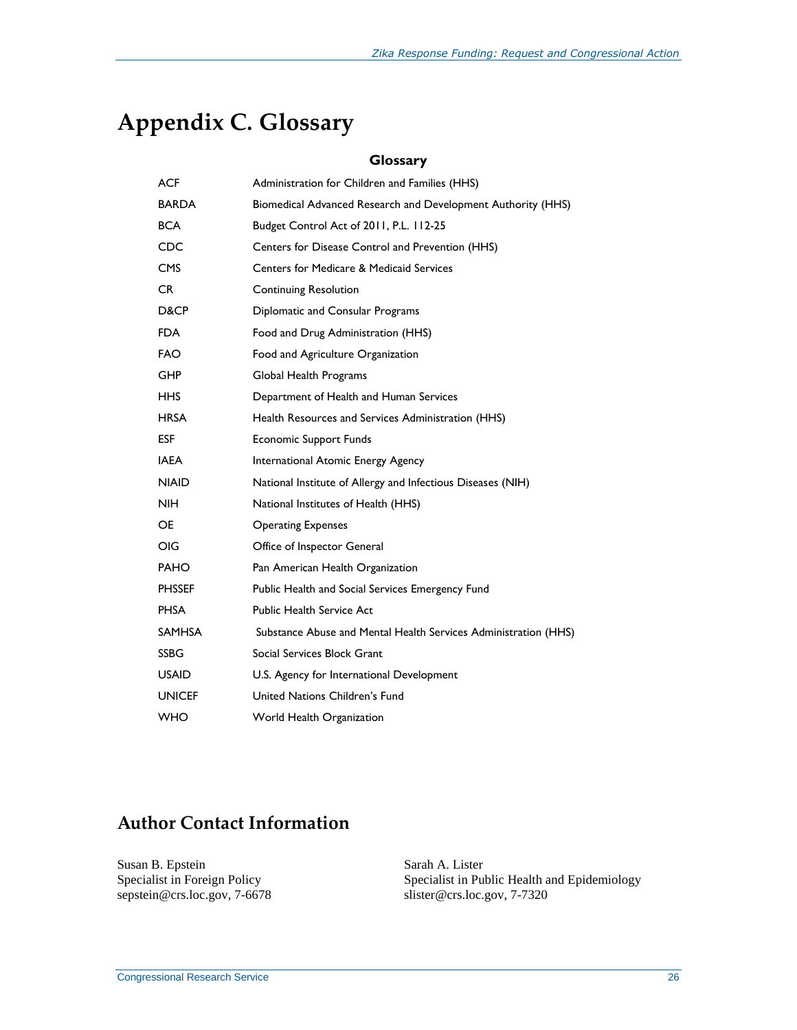# Appendix C. Glossary

**Glossary**

| | |
|---|---|
| ACF | Administration for Children and Families (HHS) |
| BARDA | Biomedical Advanced Research and Development Authority (HHS) |
| BCA | Budget Control Act of 2011, P.L. 112-25 |
| CDC | Centers for Disease Control and Prevention (HHS) |
| CMS | Centers for Medicare & Medicaid Services |
| CR | Continuing Resolution |
| D&CP | Diplomatic and Consular Programs |
| FDA | Food and Drug Administration (HHS) |
| FAO | Food and Agriculture Organization |
| GHP | Global Health Programs |
| HHS | Department of Health and Human Services |
| HRSA | Health Resources and Services Administration (HHS) |
| ESF | Economic Support Funds |
| IAEA | International Atomic Energy Agency |
| NIAID | National Institute of Allergy and Infectious Diseases (NIH) |
| NIH | National Institutes of Health (HHS) |
| OE | Operating Expenses |
| OIG | Office of Inspector General |
| PAHO | Pan American Health Organization |
| PHSSEF | Public Health and Social Services Emergency Fund |
| PHSA | Public Health Service Act |
| SAMHSA | Substance Abuse and Mental Health Services Administration (HHS) |
| SSBG | Social Services Block Grant |
| USAID | U.S. Agency for International Development |
| UNICEF | United Nations Children's Fund |
| WHO | World Health Organization |

## Author Contact Information

Susan B. Epstein
Specialist in Foreign Policy
sepstein@crs.loc.gov, 7-6678

Sarah A. Lister
Specialist in Public Health and Epidemiology
slister@crs.loc.gov, 7-7320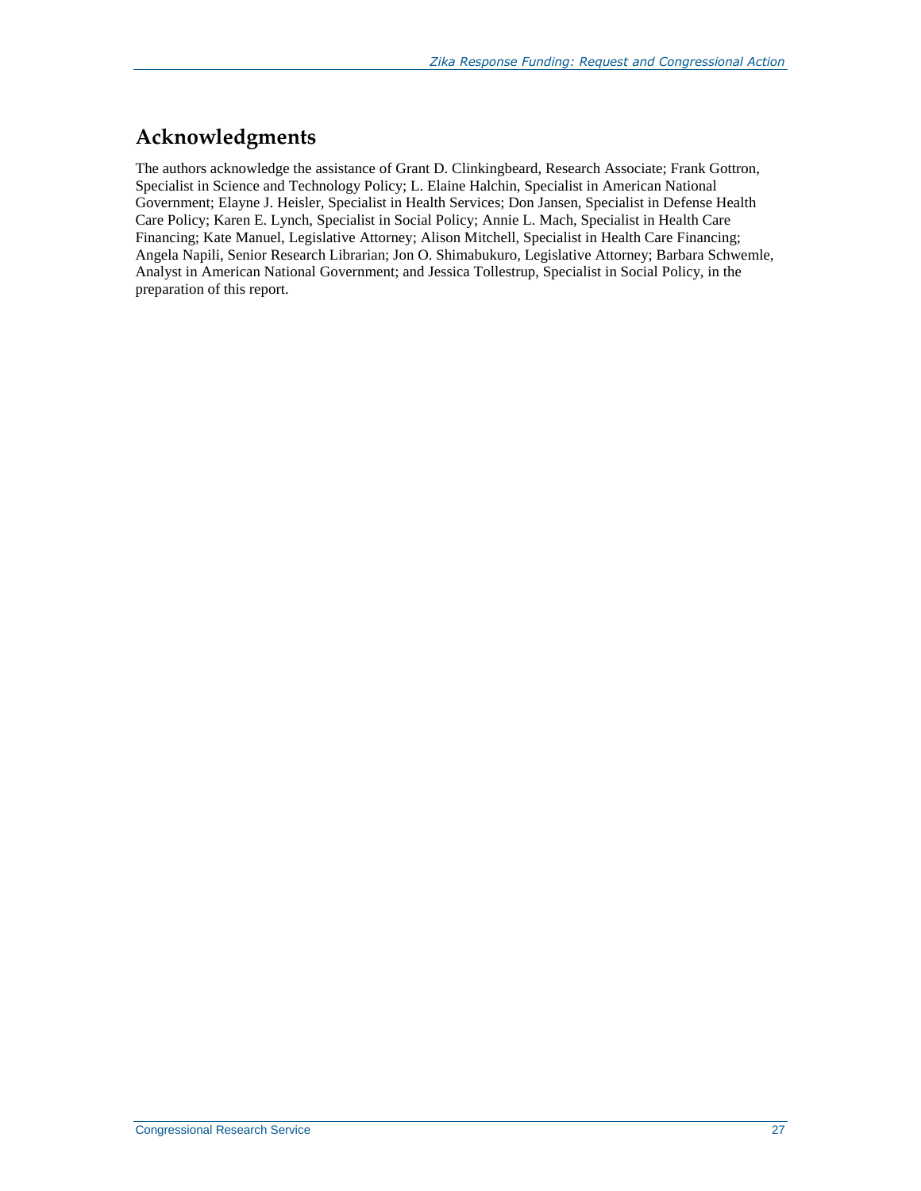## Acknowledgments

The authors acknowledge the assistance of Grant D. Clinkingbeard, Research Associate; Frank Gottron, Specialist in Science and Technology Policy; L. Elaine Halchin, Specialist in American National Government; Elayne J. Heisler, Specialist in Health Services; Don Jansen, Specialist in Defense Health Care Policy; Karen E. Lynch, Specialist in Social Policy; Annie L. Mach, Specialist in Health Care Financing; Kate Manuel, Legislative Attorney; Alison Mitchell, Specialist in Health Care Financing; Angela Napili, Senior Research Librarian; Jon O. Shimabukuro, Legislative Attorney; Barbara Schwemle, Analyst in American National Government; and Jessica Tollestrup, Specialist in Social Policy, in the preparation of this report.